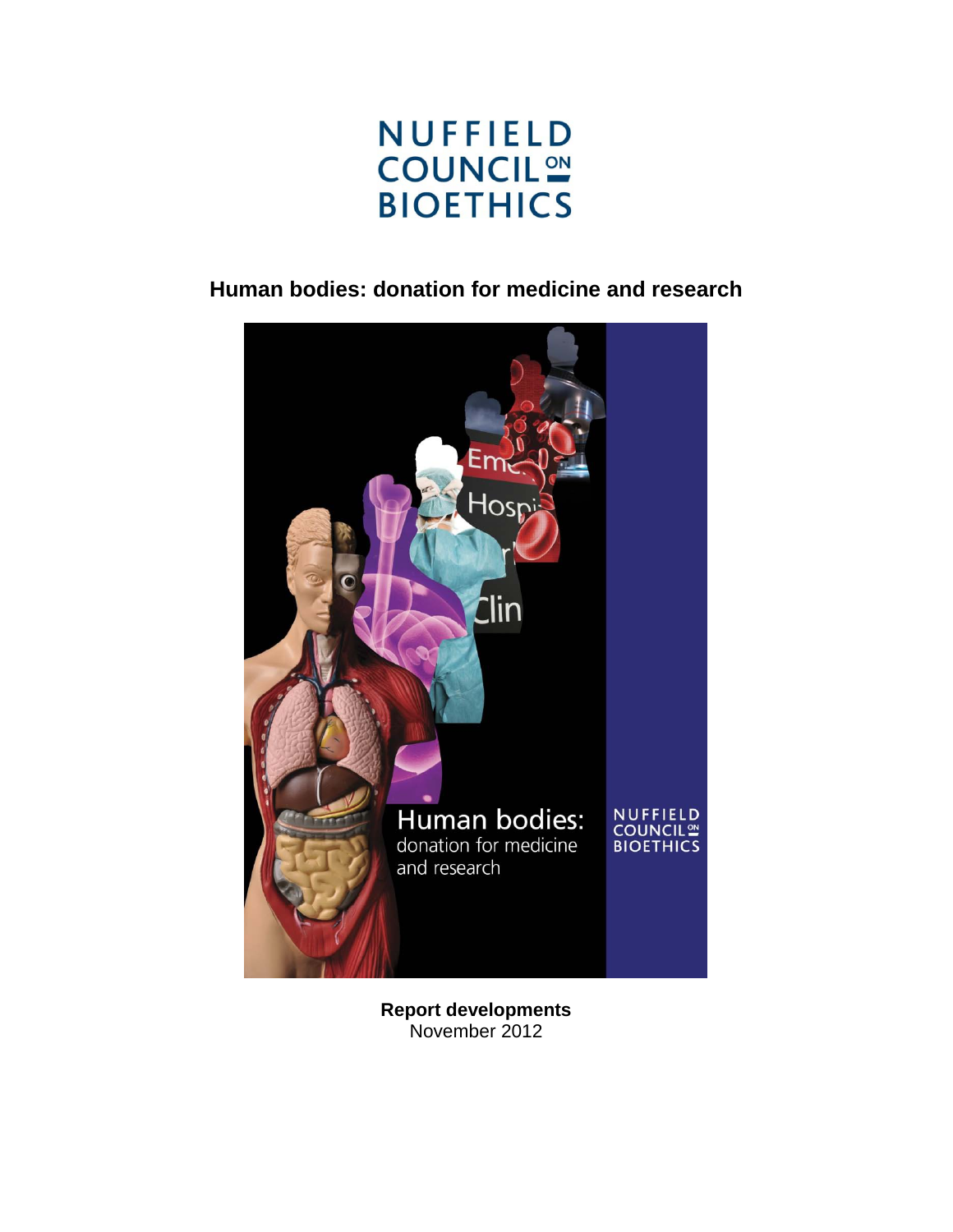# NUFFIELD COUNCIL ON BIOETHICS

## Human bodies: donation for medicine and research

**Report developments**
November 2012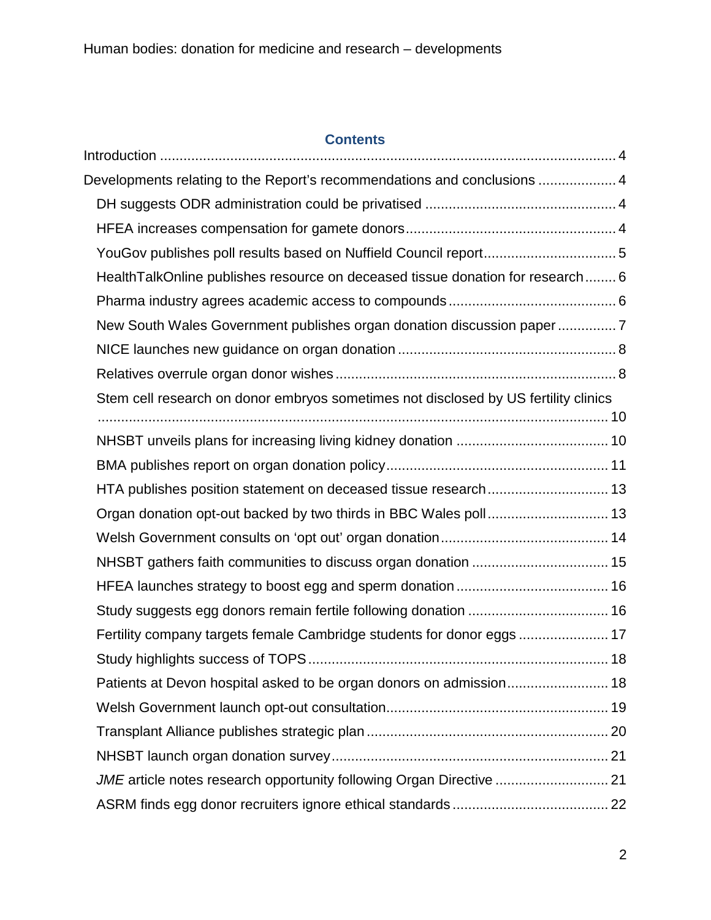## Contents

Introduction .... 4

Developments relating to the Report's recommendations and conclusions .... 4

- DH suggests ODR administration could be privatised .... 4
- HFEA increases compensation for gamete donors .... 4
- YouGov publishes poll results based on Nuffield Council report .... 5
- HealthTalkOnline publishes resource on deceased tissue donation for research .... 6
- Pharma industry agrees academic access to compounds .... 6
- New South Wales Government publishes organ donation discussion paper .... 7
- NICE launches new guidance on organ donation .... 8
- Relatives overrule organ donor wishes .... 8
- Stem cell research on donor embryos sometimes not disclosed by US fertility clinics .... 10
- NHSBT unveils plans for increasing living kidney donation .... 10
- BMA publishes report on organ donation policy .... 11
- HTA publishes position statement on deceased tissue research .... 13
- Organ donation opt-out backed by two thirds in BBC Wales poll .... 13
- Welsh Government consults on 'opt out' organ donation .... 14
- NHSBT gathers faith communities to discuss organ donation .... 15
- HFEA launches strategy to boost egg and sperm donation .... 16
- Study suggests egg donors remain fertile following donation .... 16
- Fertility company targets female Cambridge students for donor eggs .... 17
- Study highlights success of TOPS .... 18
- Patients at Devon hospital asked to be organ donors on admission .... 18
- Welsh Government launch opt-out consultation .... 19
- Transplant Alliance publishes strategic plan .... 20
- NHSBT launch organ donation survey .... 21
- *JME* article notes research opportunity following Organ Directive .... 21
- ASRM finds egg donor recruiters ignore ethical standards .... 22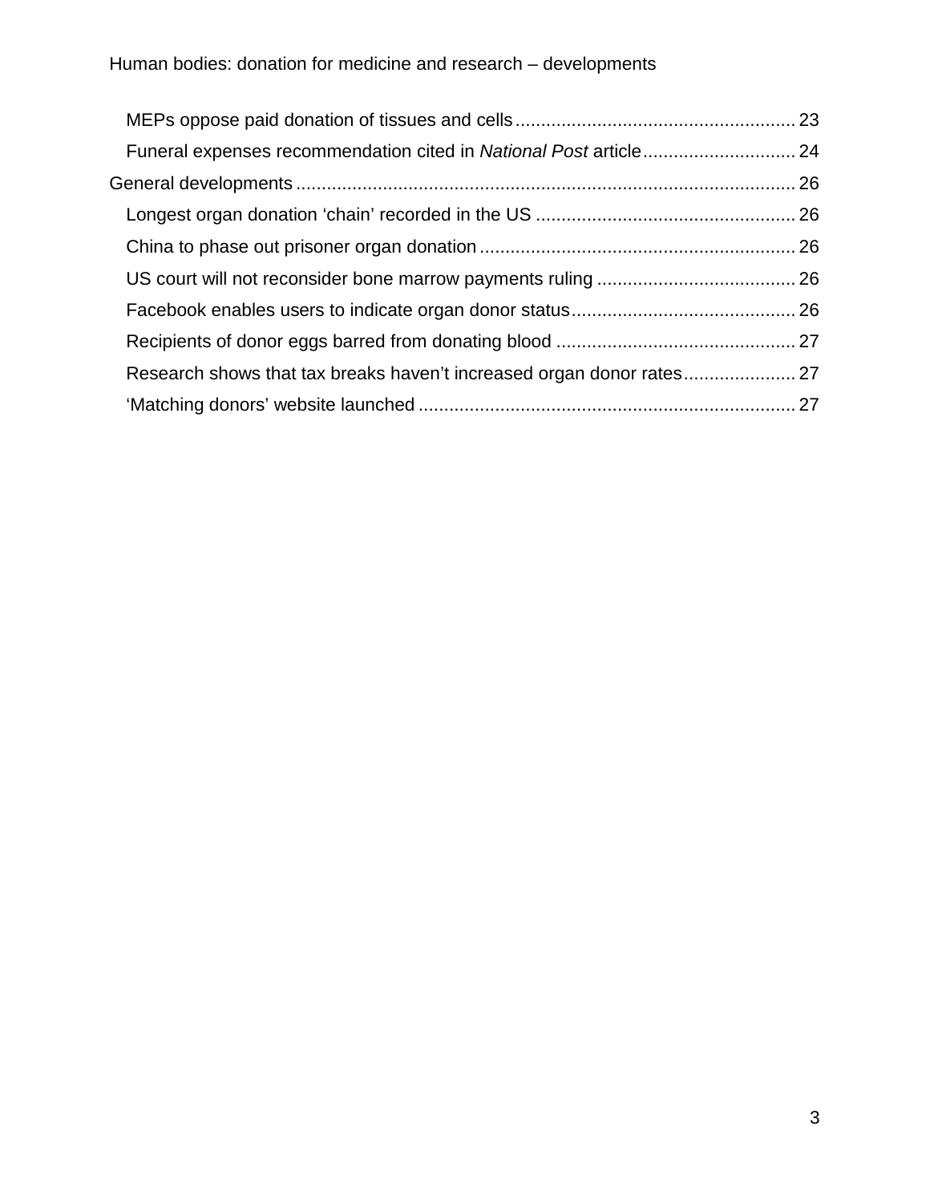MEPs oppose paid donation of tissues and cells ....................................................... 23
Funeral expenses recommendation cited in *National Post* article .............................. 24

General developments ................................................................................................. 26

Longest organ donation ‘chain’ recorded in the US ................................................... 26
China to phase out prisoner organ donation .............................................................. 26
US court will not reconsider bone marrow payments ruling ....................................... 26
Facebook enables users to indicate organ donor status ............................................ 26
Recipients of donor eggs barred from donating blood ............................................... 27
Research shows that tax breaks haven’t increased organ donor rates ...................... 27
‘Matching donors’ website launched .......................................................................... 27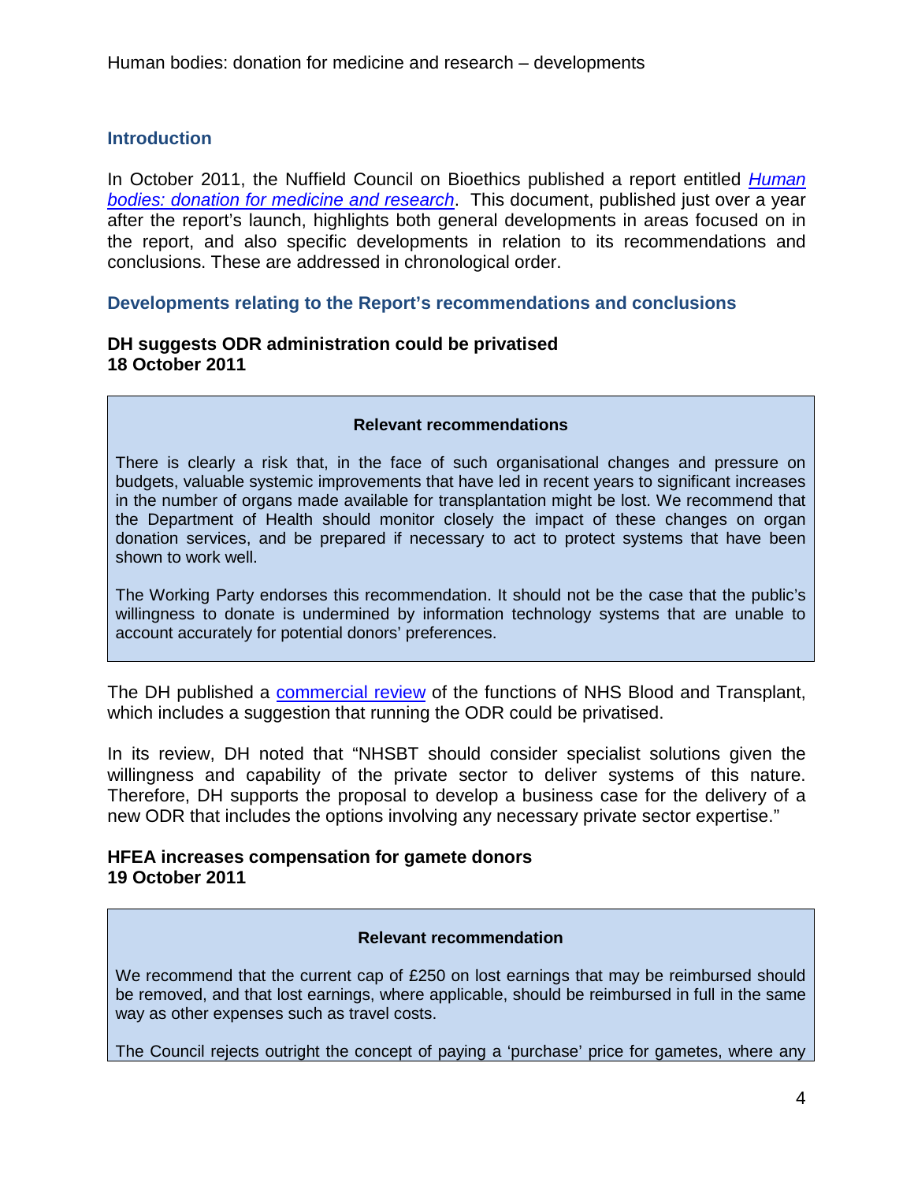## Introduction

In October 2011, the Nuffield Council on Bioethics published a report entitled *Human bodies: donation for medicine and research*. This document, published just over a year after the report's launch, highlights both general developments in areas focused on in the report, and also specific developments in relation to its recommendations and conclusions. These are addressed in chronological order.

## Developments relating to the Report's recommendations and conclusions

### DH suggests ODR administration could be privatised
**18 October 2011**

> **Relevant recommendations**
>
> There is clearly a risk that, in the face of such organisational changes and pressure on budgets, valuable systemic improvements that have led in recent years to significant increases in the number of organs made available for transplantation might be lost. We recommend that the Department of Health should monitor closely the impact of these changes on organ donation services, and be prepared if necessary to act to protect systems that have been shown to work well.
>
> The Working Party endorses this recommendation. It should not be the case that the public's willingness to donate is undermined by information technology systems that are unable to account accurately for potential donors' preferences.

The DH published a commercial review of the functions of NHS Blood and Transplant, which includes a suggestion that running the ODR could be privatised.

In its review, DH noted that "NHSBT should consider specialist solutions given the willingness and capability of the private sector to deliver systems of this nature. Therefore, DH supports the proposal to develop a business case for the delivery of a new ODR that includes the options involving any necessary private sector expertise."

### HFEA increases compensation for gamete donors
**19 October 2011**

> **Relevant recommendation**
>
> We recommend that the current cap of £250 on lost earnings that may be reimbursed should be removed, and that lost earnings, where applicable, should be reimbursed in full in the same way as other expenses such as travel costs.
>
> The Council rejects outright the concept of paying a 'purchase' price for gametes, where any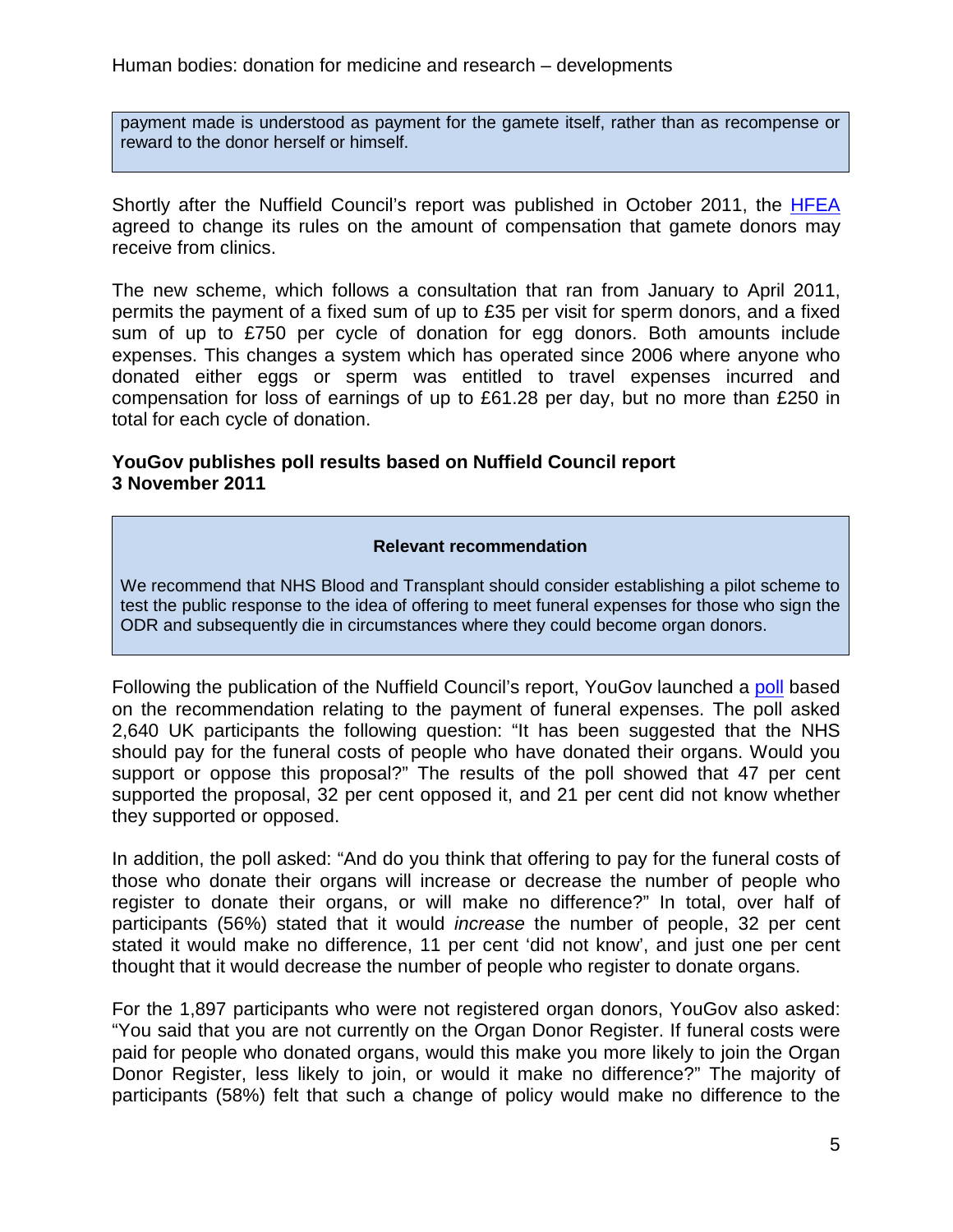payment made is understood as payment for the gamete itself, rather than as recompense or reward to the donor herself or himself.

Shortly after the Nuffield Council's report was published in October 2011, the HFEA agreed to change its rules on the amount of compensation that gamete donors may receive from clinics.

The new scheme, which follows a consultation that ran from January to April 2011, permits the payment of a fixed sum of up to £35 per visit for sperm donors, and a fixed sum of up to £750 per cycle of donation for egg donors. Both amounts include expenses. This changes a system which has operated since 2006 where anyone who donated either eggs or sperm was entitled to travel expenses incurred and compensation for loss of earnings of up to £61.28 per day, but no more than £250 in total for each cycle of donation.

**YouGov publishes poll results based on Nuffield Council report**
**3 November 2011**

> **Relevant recommendation**
>
> We recommend that NHS Blood and Transplant should consider establishing a pilot scheme to test the public response to the idea of offering to meet funeral expenses for those who sign the ODR and subsequently die in circumstances where they could become organ donors.

Following the publication of the Nuffield Council's report, YouGov launched a poll based on the recommendation relating to the payment of funeral expenses. The poll asked 2,640 UK participants the following question: "It has been suggested that the NHS should pay for the funeral costs of people who have donated their organs. Would you support or oppose this proposal?" The results of the poll showed that 47 per cent supported the proposal, 32 per cent opposed it, and 21 per cent did not know whether they supported or opposed.

In addition, the poll asked: "And do you think that offering to pay for the funeral costs of those who donate their organs will increase or decrease the number of people who register to donate their organs, or will make no difference?" In total, over half of participants (56%) stated that it would *increase* the number of people, 32 per cent stated it would make no difference, 11 per cent 'did not know', and just one per cent thought that it would decrease the number of people who register to donate organs.

For the 1,897 participants who were not registered organ donors, YouGov also asked: "You said that you are not currently on the Organ Donor Register. If funeral costs were paid for people who donated organs, would this make you more likely to join the Organ Donor Register, less likely to join, or would it make no difference?" The majority of participants (58%) felt that such a change of policy would make no difference to the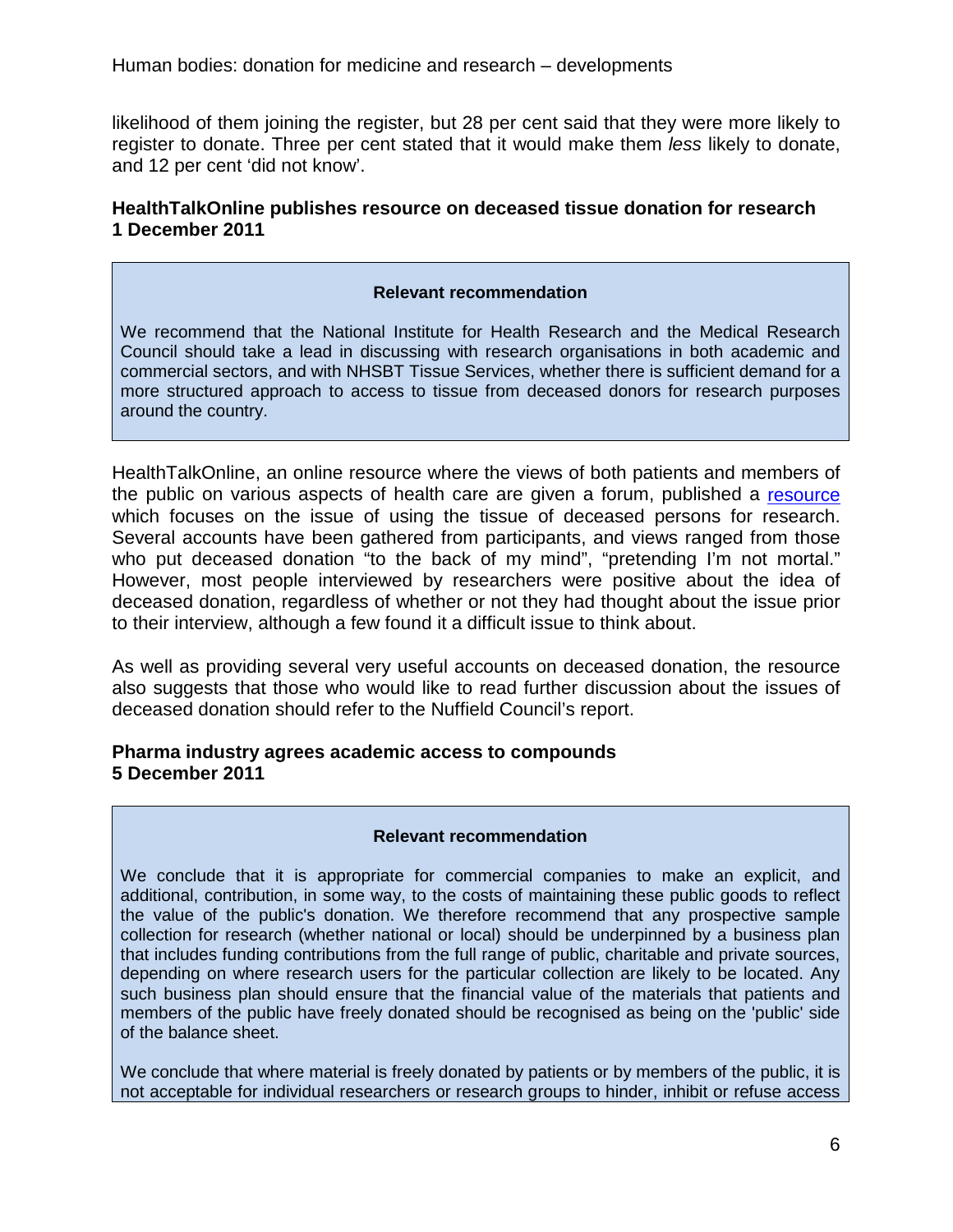likelihood of them joining the register, but 28 per cent said that they were more likely to register to donate. Three per cent stated that it would make them *less* likely to donate, and 12 per cent 'did not know'.

### HealthTalkOnline publishes resource on deceased tissue donation for research
**1 December 2011**

> **Relevant recommendation**
>
> We recommend that the National Institute for Health Research and the Medical Research Council should take a lead in discussing with research organisations in both academic and commercial sectors, and with NHSBT Tissue Services, whether there is sufficient demand for a more structured approach to access to tissue from deceased donors for research purposes around the country.

HealthTalkOnline, an online resource where the views of both patients and members of the public on various aspects of health care are given a forum, published a resource which focuses on the issue of using the tissue of deceased persons for research. Several accounts have been gathered from participants, and views ranged from those who put deceased donation "to the back of my mind", "pretending I'm not mortal." However, most people interviewed by researchers were positive about the idea of deceased donation, regardless of whether or not they had thought about the issue prior to their interview, although a few found it a difficult issue to think about.

As well as providing several very useful accounts on deceased donation, the resource also suggests that those who would like to read further discussion about the issues of deceased donation should refer to the Nuffield Council's report.

### Pharma industry agrees academic access to compounds
**5 December 2011**

> **Relevant recommendation**
>
> We conclude that it is appropriate for commercial companies to make an explicit, and additional, contribution, in some way, to the costs of maintaining these public goods to reflect the value of the public's donation. We therefore recommend that any prospective sample collection for research (whether national or local) should be underpinned by a business plan that includes funding contributions from the full range of public, charitable and private sources, depending on where research users for the particular collection are likely to be located. Any such business plan should ensure that the financial value of the materials that patients and members of the public have freely donated should be recognised as being on the 'public' side of the balance sheet.
>
> We conclude that where material is freely donated by patients or by members of the public, it is not acceptable for individual researchers or research groups to hinder, inhibit or refuse access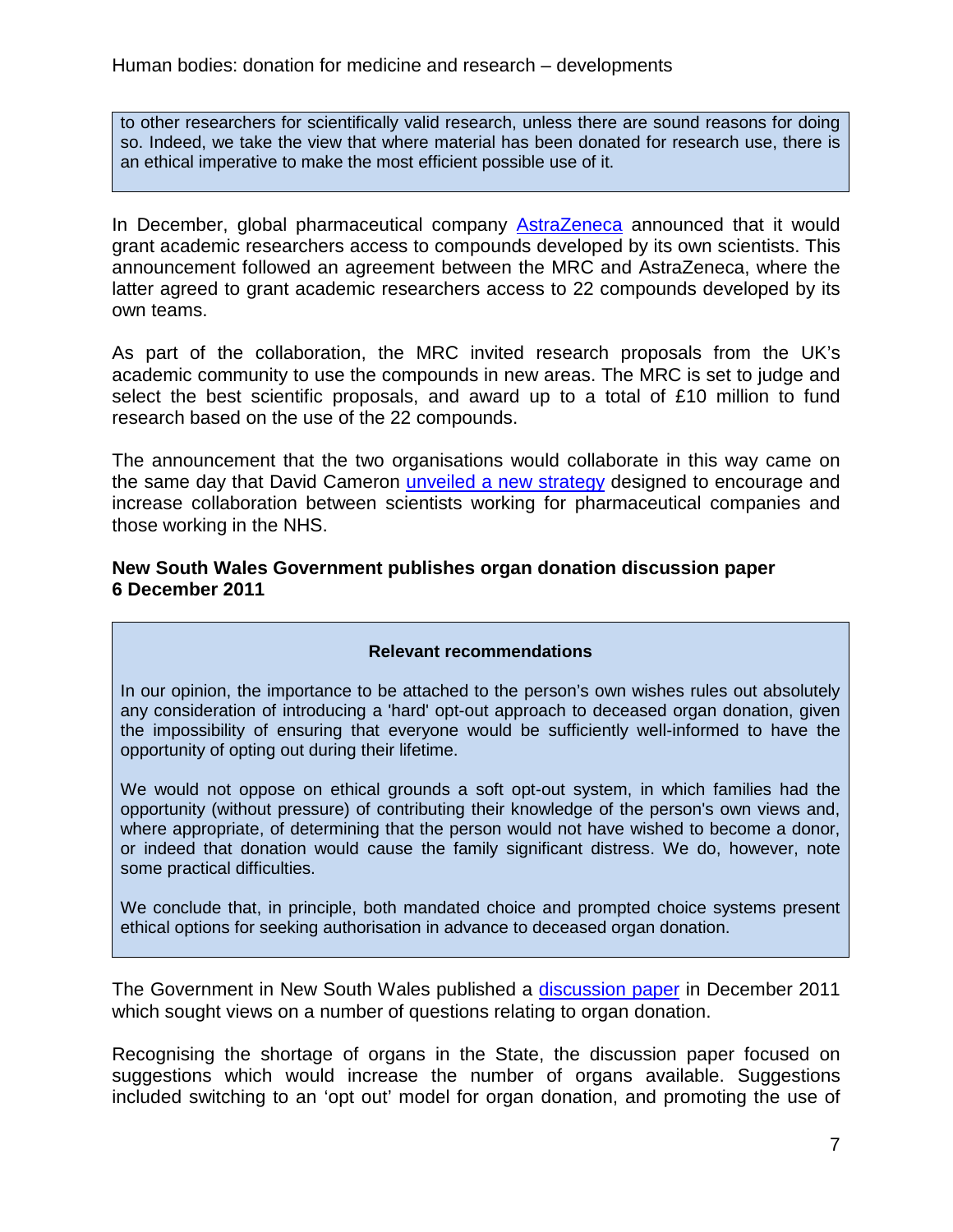to other researchers for scientifically valid research, unless there are sound reasons for doing so. Indeed, we take the view that where material has been donated for research use, there is an ethical imperative to make the most efficient possible use of it.

In December, global pharmaceutical company AstraZeneca announced that it would grant academic researchers access to compounds developed by its own scientists. This announcement followed an agreement between the MRC and AstraZeneca, where the latter agreed to grant academic researchers access to 22 compounds developed by its own teams.

As part of the collaboration, the MRC invited research proposals from the UK's academic community to use the compounds in new areas. The MRC is set to judge and select the best scientific proposals, and award up to a total of £10 million to fund research based on the use of the 22 compounds.

The announcement that the two organisations would collaborate in this way came on the same day that David Cameron unveiled a new strategy designed to encourage and increase collaboration between scientists working for pharmaceutical companies and those working in the NHS.

**New South Wales Government publishes organ donation discussion paper**
**6 December 2011**

**Relevant recommendations**

In our opinion, the importance to be attached to the person's own wishes rules out absolutely any consideration of introducing a 'hard' opt-out approach to deceased organ donation, given the impossibility of ensuring that everyone would be sufficiently well-informed to have the opportunity of opting out during their lifetime.

We would not oppose on ethical grounds a soft opt-out system, in which families had the opportunity (without pressure) of contributing their knowledge of the person's own views and, where appropriate, of determining that the person would not have wished to become a donor, or indeed that donation would cause the family significant distress. We do, however, note some practical difficulties.

We conclude that, in principle, both mandated choice and prompted choice systems present ethical options for seeking authorisation in advance to deceased organ donation.

The Government in New South Wales published a discussion paper in December 2011 which sought views on a number of questions relating to organ donation.

Recognising the shortage of organs in the State, the discussion paper focused on suggestions which would increase the number of organs available. Suggestions included switching to an 'opt out' model for organ donation, and promoting the use of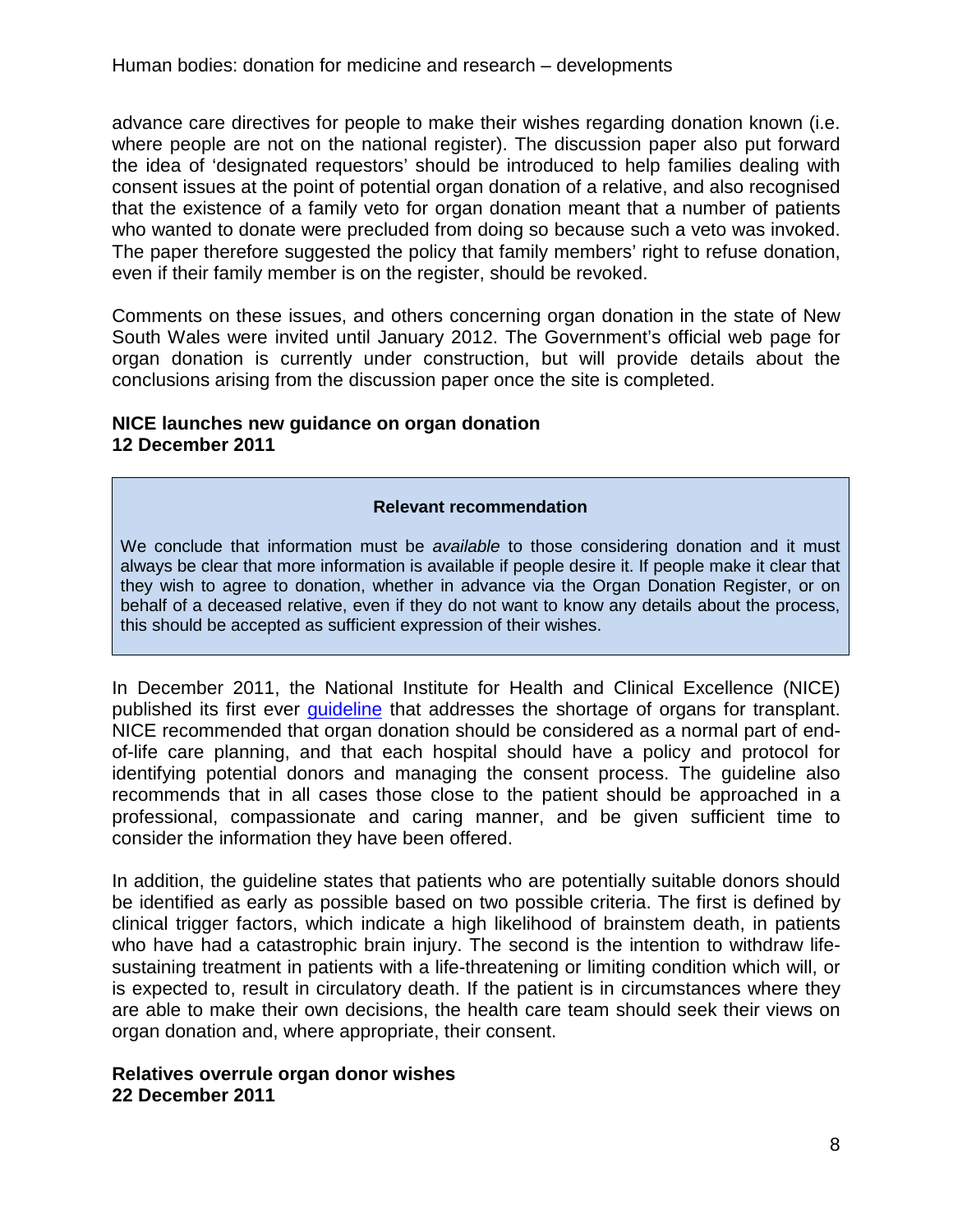advance care directives for people to make their wishes regarding donation known (i.e. where people are not on the national register). The discussion paper also put forward the idea of 'designated requestors' should be introduced to help families dealing with consent issues at the point of potential organ donation of a relative, and also recognised that the existence of a family veto for organ donation meant that a number of patients who wanted to donate were precluded from doing so because such a veto was invoked. The paper therefore suggested the policy that family members' right to refuse donation, even if their family member is on the register, should be revoked.

Comments on these issues, and others concerning organ donation in the state of New South Wales were invited until January 2012. The Government's official web page for organ donation is currently under construction, but will provide details about the conclusions arising from the discussion paper once the site is completed.

**NICE launches new guidance on organ donation**
**12 December 2011**

> **Relevant recommendation**
>
> We conclude that information must be *available* to those considering donation and it must always be clear that more information is available if people desire it. If people make it clear that they wish to agree to donation, whether in advance via the Organ Donation Register, or on behalf of a deceased relative, even if they do not want to know any details about the process, this should be accepted as sufficient expression of their wishes.

In December 2011, the National Institute for Health and Clinical Excellence (NICE) published its first ever guideline that addresses the shortage of organs for transplant. NICE recommended that organ donation should be considered as a normal part of end-of-life care planning, and that each hospital should have a policy and protocol for identifying potential donors and managing the consent process. The guideline also recommends that in all cases those close to the patient should be approached in a professional, compassionate and caring manner, and be given sufficient time to consider the information they have been offered.

In addition, the guideline states that patients who are potentially suitable donors should be identified as early as possible based on two possible criteria. The first is defined by clinical trigger factors, which indicate a high likelihood of brainstem death, in patients who have had a catastrophic brain injury. The second is the intention to withdraw life-sustaining treatment in patients with a life-threatening or limiting condition which will, or is expected to, result in circulatory death. If the patient is in circumstances where they are able to make their own decisions, the health care team should seek their views on organ donation and, where appropriate, their consent.

**Relatives overrule organ donor wishes**
**22 December 2011**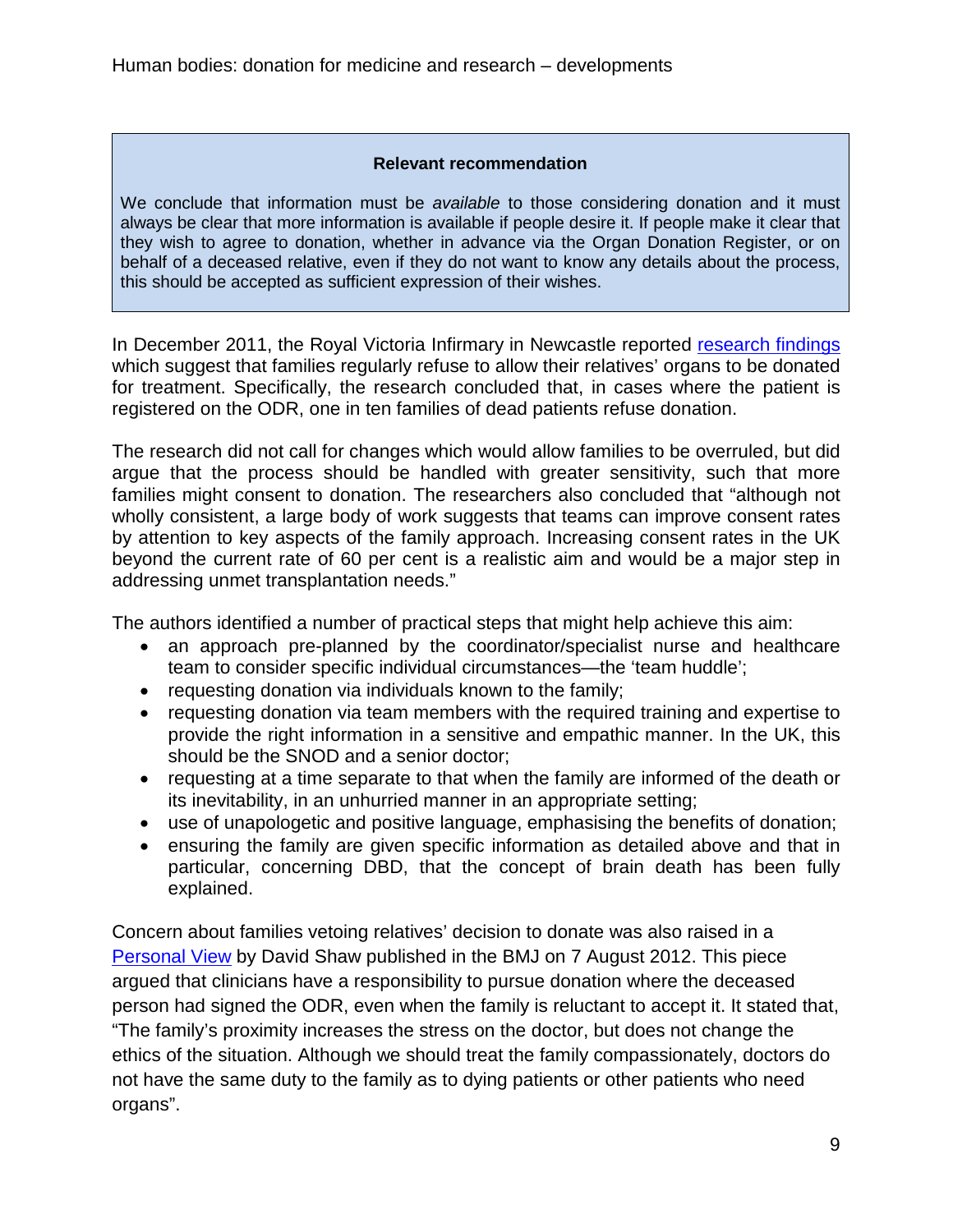**Relevant recommendation**

We conclude that information must be *available* to those considering donation and it must always be clear that more information is available if people desire it. If people make it clear that they wish to agree to donation, whether in advance via the Organ Donation Register, or on behalf of a deceased relative, even if they do not want to know any details about the process, this should be accepted as sufficient expression of their wishes.

In December 2011, the Royal Victoria Infirmary in Newcastle reported research findings which suggest that families regularly refuse to allow their relatives' organs to be donated for treatment. Specifically, the research concluded that, in cases where the patient is registered on the ODR, one in ten families of dead patients refuse donation.

The research did not call for changes which would allow families to be overruled, but did argue that the process should be handled with greater sensitivity, such that more families might consent to donation. The researchers also concluded that "although not wholly consistent, a large body of work suggests that teams can improve consent rates by attention to key aspects of the family approach. Increasing consent rates in the UK beyond the current rate of 60 per cent is a realistic aim and would be a major step in addressing unmet transplantation needs."

The authors identified a number of practical steps that might help achieve this aim:

- an approach pre-planned by the coordinator/specialist nurse and healthcare team to consider specific individual circumstances—the 'team huddle';
- requesting donation via individuals known to the family;
- requesting donation via team members with the required training and expertise to provide the right information in a sensitive and empathic manner. In the UK, this should be the SNOD and a senior doctor;
- requesting at a time separate to that when the family are informed of the death or its inevitability, in an unhurried manner in an appropriate setting;
- use of unapologetic and positive language, emphasising the benefits of donation;
- ensuring the family are given specific information as detailed above and that in particular, concerning DBD, that the concept of brain death has been fully explained.

Concern about families vetoing relatives' decision to donate was also raised in a Personal View by David Shaw published in the BMJ on 7 August 2012. This piece argued that clinicians have a responsibility to pursue donation where the deceased person had signed the ODR, even when the family is reluctant to accept it. It stated that, "The family's proximity increases the stress on the doctor, but does not change the ethics of the situation. Although we should treat the family compassionately, doctors do not have the same duty to the family as to dying patients or other patients who need organs".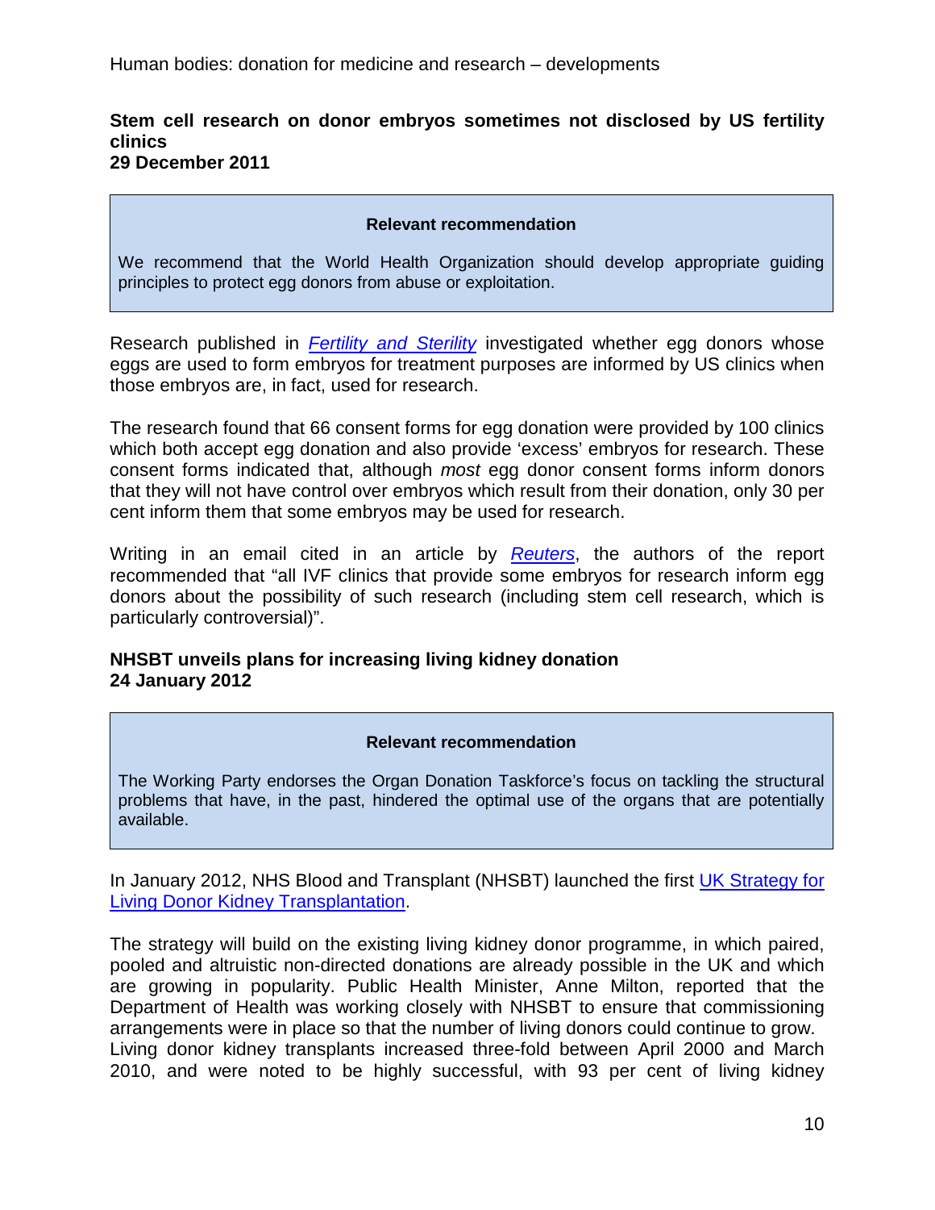**Stem cell research on donor embryos sometimes not disclosed by US fertility clinics**
**29 December 2011**

> **Relevant recommendation**
>
> We recommend that the World Health Organization should develop appropriate guiding principles to protect egg donors from abuse or exploitation.

Research published in [*Fertility and Sterility*]() investigated whether egg donors whose eggs are used to form embryos for treatment purposes are informed by US clinics when those embryos are, in fact, used for research.

The research found that 66 consent forms for egg donation were provided by 100 clinics which both accept egg donation and also provide 'excess' embryos for research. These consent forms indicated that, although *most* egg donor consent forms inform donors that they will not have control over embryos which result from their donation, only 30 per cent inform them that some embryos may be used for research.

Writing in an email cited in an article by [*Reuters*](), the authors of the report recommended that "all IVF clinics that provide some embryos for research inform egg donors about the possibility of such research (including stem cell research, which is particularly controversial)".

**NHSBT unveils plans for increasing living kidney donation**
**24 January 2012**

> **Relevant recommendation**
>
> The Working Party endorses the Organ Donation Taskforce's focus on tackling the structural problems that have, in the past, hindered the optimal use of the organs that are potentially available.

In January 2012, NHS Blood and Transplant (NHSBT) launched the first [UK Strategy for Living Donor Kidney Transplantation]().

The strategy will build on the existing living kidney donor programme, in which paired, pooled and altruistic non-directed donations are already possible in the UK and which are growing in popularity. Public Health Minister, Anne Milton, reported that the Department of Health was working closely with NHSBT to ensure that commissioning arrangements were in place so that the number of living donors could continue to grow. Living donor kidney transplants increased three-fold between April 2000 and March 2010, and were noted to be highly successful, with 93 per cent of living kidney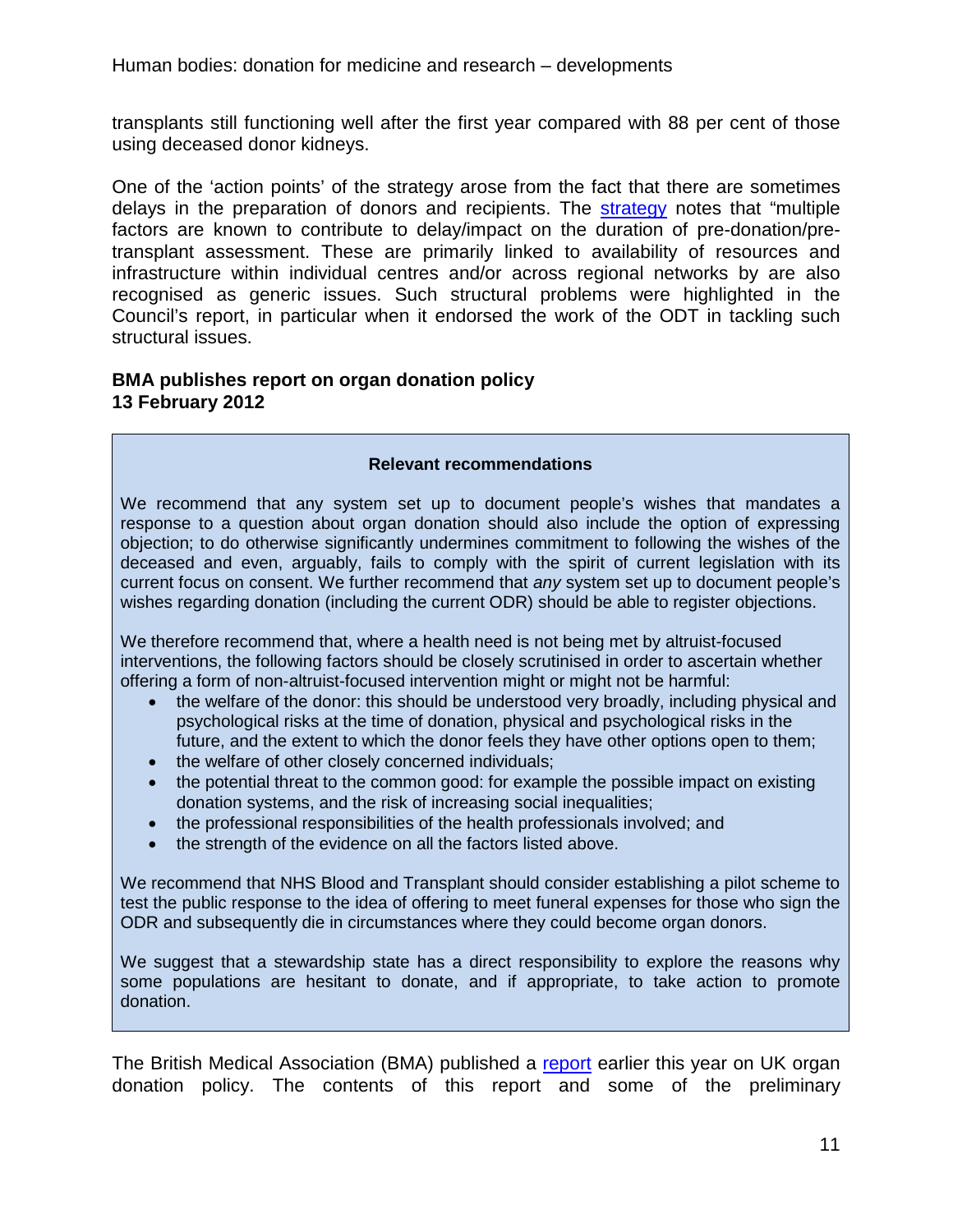transplants still functioning well after the first year compared with 88 per cent of those using deceased donor kidneys.

One of the 'action points' of the strategy arose from the fact that there are sometimes delays in the preparation of donors and recipients. The strategy notes that "multiple factors are known to contribute to delay/impact on the duration of pre-donation/pre-transplant assessment. These are primarily linked to availability of resources and infrastructure within individual centres and/or across regional networks by are also recognised as generic issues. Such structural problems were highlighted in the Council's report, in particular when it endorsed the work of the ODT in tackling such structural issues.

**BMA publishes report on organ donation policy**
**13 February 2012**

> **Relevant recommendations**
>
> We recommend that any system set up to document people's wishes that mandates a response to a question about organ donation should also include the option of expressing objection; to do otherwise significantly undermines commitment to following the wishes of the deceased and even, arguably, fails to comply with the spirit of current legislation with its current focus on consent. We further recommend that *any* system set up to document people's wishes regarding donation (including the current ODR) should be able to register objections.
>
> We therefore recommend that, where a health need is not being met by altruist-focused interventions, the following factors should be closely scrutinised in order to ascertain whether offering a form of non-altruist-focused intervention might or might not be harmful:
>
> - the welfare of the donor: this should be understood very broadly, including physical and psychological risks at the time of donation, physical and psychological risks in the future, and the extent to which the donor feels they have other options open to them;
> - the welfare of other closely concerned individuals;
> - the potential threat to the common good: for example the possible impact on existing donation systems, and the risk of increasing social inequalities;
> - the professional responsibilities of the health professionals involved; and
> - the strength of the evidence on all the factors listed above.
>
> We recommend that NHS Blood and Transplant should consider establishing a pilot scheme to test the public response to the idea of offering to meet funeral expenses for those who sign the ODR and subsequently die in circumstances where they could become organ donors.
>
> We suggest that a stewardship state has a direct responsibility to explore the reasons why some populations are hesitant to donate, and if appropriate, to take action to promote donation.

The British Medical Association (BMA) published a report earlier this year on UK organ donation policy. The contents of this report and some of the preliminary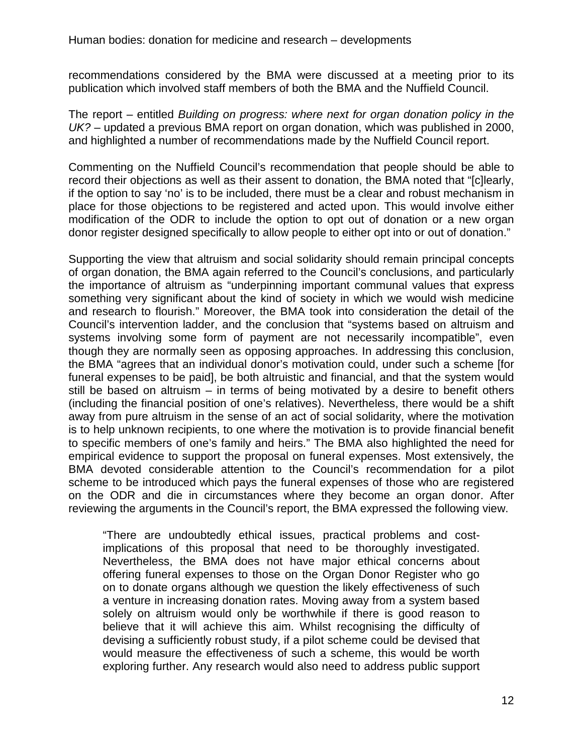recommendations considered by the BMA were discussed at a meeting prior to its publication which involved staff members of both the BMA and the Nuffield Council.

The report – entitled *Building on progress: where next for organ donation policy in the UK?* – updated a previous BMA report on organ donation, which was published in 2000, and highlighted a number of recommendations made by the Nuffield Council report.

Commenting on the Nuffield Council's recommendation that people should be able to record their objections as well as their assent to donation, the BMA noted that "[c]learly, if the option to say 'no' is to be included, there must be a clear and robust mechanism in place for those objections to be registered and acted upon. This would involve either modification of the ODR to include the option to opt out of donation or a new organ donor register designed specifically to allow people to either opt into or out of donation."

Supporting the view that altruism and social solidarity should remain principal concepts of organ donation, the BMA again referred to the Council's conclusions, and particularly the importance of altruism as "underpinning important communal values that express something very significant about the kind of society in which we would wish medicine and research to flourish." Moreover, the BMA took into consideration the detail of the Council's intervention ladder, and the conclusion that "systems based on altruism and systems involving some form of payment are not necessarily incompatible", even though they are normally seen as opposing approaches. In addressing this conclusion, the BMA "agrees that an individual donor's motivation could, under such a scheme [for funeral expenses to be paid], be both altruistic and financial, and that the system would still be based on altruism – in terms of being motivated by a desire to benefit others (including the financial position of one's relatives). Nevertheless, there would be a shift away from pure altruism in the sense of an act of social solidarity, where the motivation is to help unknown recipients, to one where the motivation is to provide financial benefit to specific members of one's family and heirs." The BMA also highlighted the need for empirical evidence to support the proposal on funeral expenses. Most extensively, the BMA devoted considerable attention to the Council's recommendation for a pilot scheme to be introduced which pays the funeral expenses of those who are registered on the ODR and die in circumstances where they become an organ donor. After reviewing the arguments in the Council's report, the BMA expressed the following view.

> "There are undoubtedly ethical issues, practical problems and cost-implications of this proposal that need to be thoroughly investigated. Nevertheless, the BMA does not have major ethical concerns about offering funeral expenses to those on the Organ Donor Register who go on to donate organs although we question the likely effectiveness of such a venture in increasing donation rates. Moving away from a system based solely on altruism would only be worthwhile if there is good reason to believe that it will achieve this aim. Whilst recognising the difficulty of devising a sufficiently robust study, if a pilot scheme could be devised that would measure the effectiveness of such a scheme, this would be worth exploring further. Any research would also need to address public support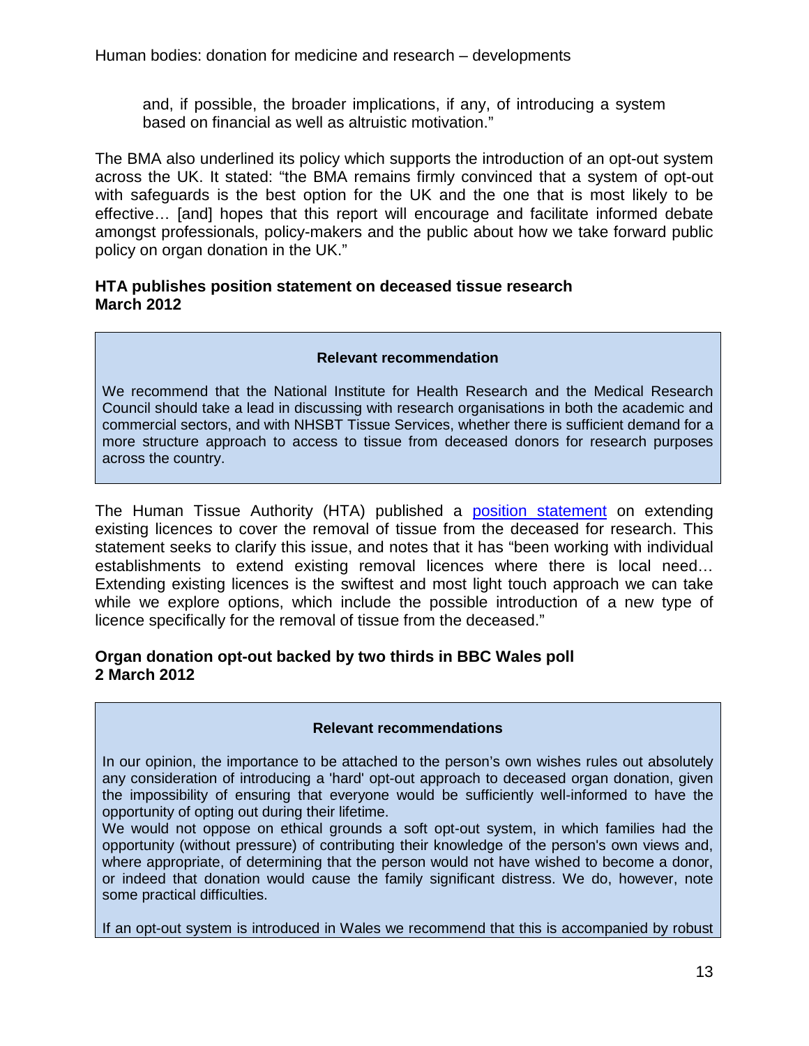and, if possible, the broader implications, if any, of introducing a system based on financial as well as altruistic motivation."

The BMA also underlined its policy which supports the introduction of an opt-out system across the UK. It stated: "the BMA remains firmly convinced that a system of opt-out with safeguards is the best option for the UK and the one that is most likely to be effective… [and] hopes that this report will encourage and facilitate informed debate amongst professionals, policy-makers and the public about how we take forward public policy on organ donation in the UK."

**HTA publishes position statement on deceased tissue research**
**March 2012**

> **Relevant recommendation**
>
> We recommend that the National Institute for Health Research and the Medical Research Council should take a lead in discussing with research organisations in both the academic and commercial sectors, and with NHSBT Tissue Services, whether there is sufficient demand for a more structure approach to access to tissue from deceased donors for research purposes across the country.

The Human Tissue Authority (HTA) published a position statement on extending existing licences to cover the removal of tissue from the deceased for research. This statement seeks to clarify this issue, and notes that it has "been working with individual establishments to extend existing removal licences where there is local need… Extending existing licences is the swiftest and most light touch approach we can take while we explore options, which include the possible introduction of a new type of licence specifically for the removal of tissue from the deceased."

**Organ donation opt-out backed by two thirds in BBC Wales poll**
**2 March 2012**

> **Relevant recommendations**
>
> In our opinion, the importance to be attached to the person's own wishes rules out absolutely any consideration of introducing a 'hard' opt-out approach to deceased organ donation, given the impossibility of ensuring that everyone would be sufficiently well-informed to have the opportunity of opting out during their lifetime.
>
> We would not oppose on ethical grounds a soft opt-out system, in which families had the opportunity (without pressure) of contributing their knowledge of the person's own views and, where appropriate, of determining that the person would not have wished to become a donor, or indeed that donation would cause the family significant distress. We do, however, note some practical difficulties.
>
> If an opt-out system is introduced in Wales we recommend that this is accompanied by robust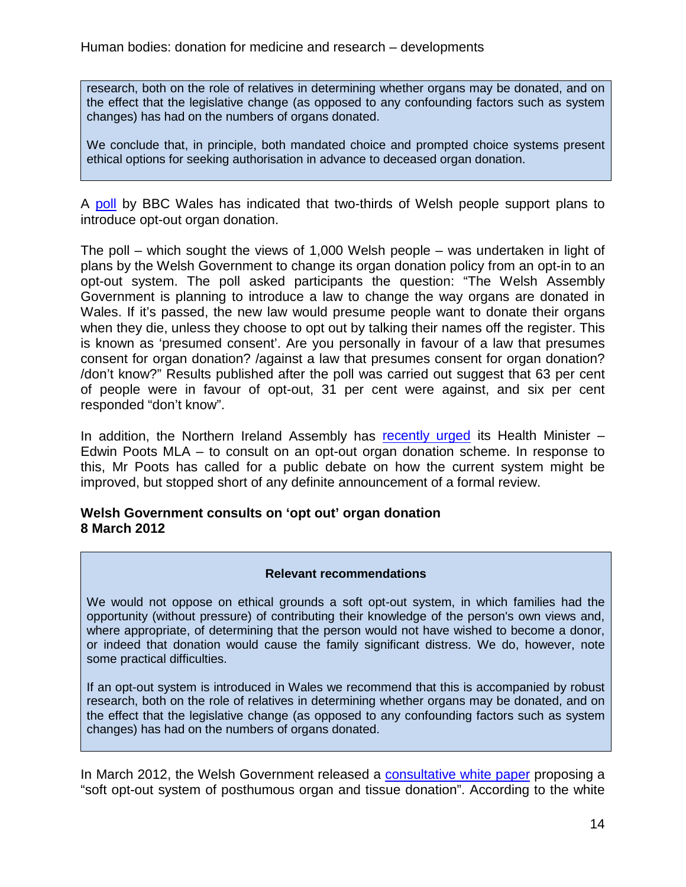research, both on the role of relatives in determining whether organs may be donated, and on the effect that the legislative change (as opposed to any confounding factors such as system changes) has had on the numbers of organs donated.

We conclude that, in principle, both mandated choice and prompted choice systems present ethical options for seeking authorisation in advance to deceased organ donation.

A poll by BBC Wales has indicated that two-thirds of Welsh people support plans to introduce opt-out organ donation.

The poll – which sought the views of 1,000 Welsh people – was undertaken in light of plans by the Welsh Government to change its organ donation policy from an opt-in to an opt-out system. The poll asked participants the question: "The Welsh Assembly Government is planning to introduce a law to change the way organs are donated in Wales. If it's passed, the new law would presume people want to donate their organs when they die, unless they choose to opt out by talking their names off the register. This is known as 'presumed consent'. Are you personally in favour of a law that presumes consent for organ donation? /against a law that presumes consent for organ donation? /don't know?" Results published after the poll was carried out suggest that 63 per cent of people were in favour of opt-out, 31 per cent were against, and six per cent responded "don't know".

In addition, the Northern Ireland Assembly has recently urged its Health Minister – Edwin Poots MLA – to consult on an opt-out organ donation scheme. In response to this, Mr Poots has called for a public debate on how the current system might be improved, but stopped short of any definite announcement of a formal review.

**Welsh Government consults on 'opt out' organ donation**
**8 March 2012**

**Relevant recommendations**

We would not oppose on ethical grounds a soft opt-out system, in which families had the opportunity (without pressure) of contributing their knowledge of the person's own views and, where appropriate, of determining that the person would not have wished to become a donor, or indeed that donation would cause the family significant distress. We do, however, note some practical difficulties.

If an opt-out system is introduced in Wales we recommend that this is accompanied by robust research, both on the role of relatives in determining whether organs may be donated, and on the effect that the legislative change (as opposed to any confounding factors such as system changes) has had on the numbers of organs donated.

In March 2012, the Welsh Government released a consultative white paper proposing a "soft opt-out system of posthumous organ and tissue donation". According to the white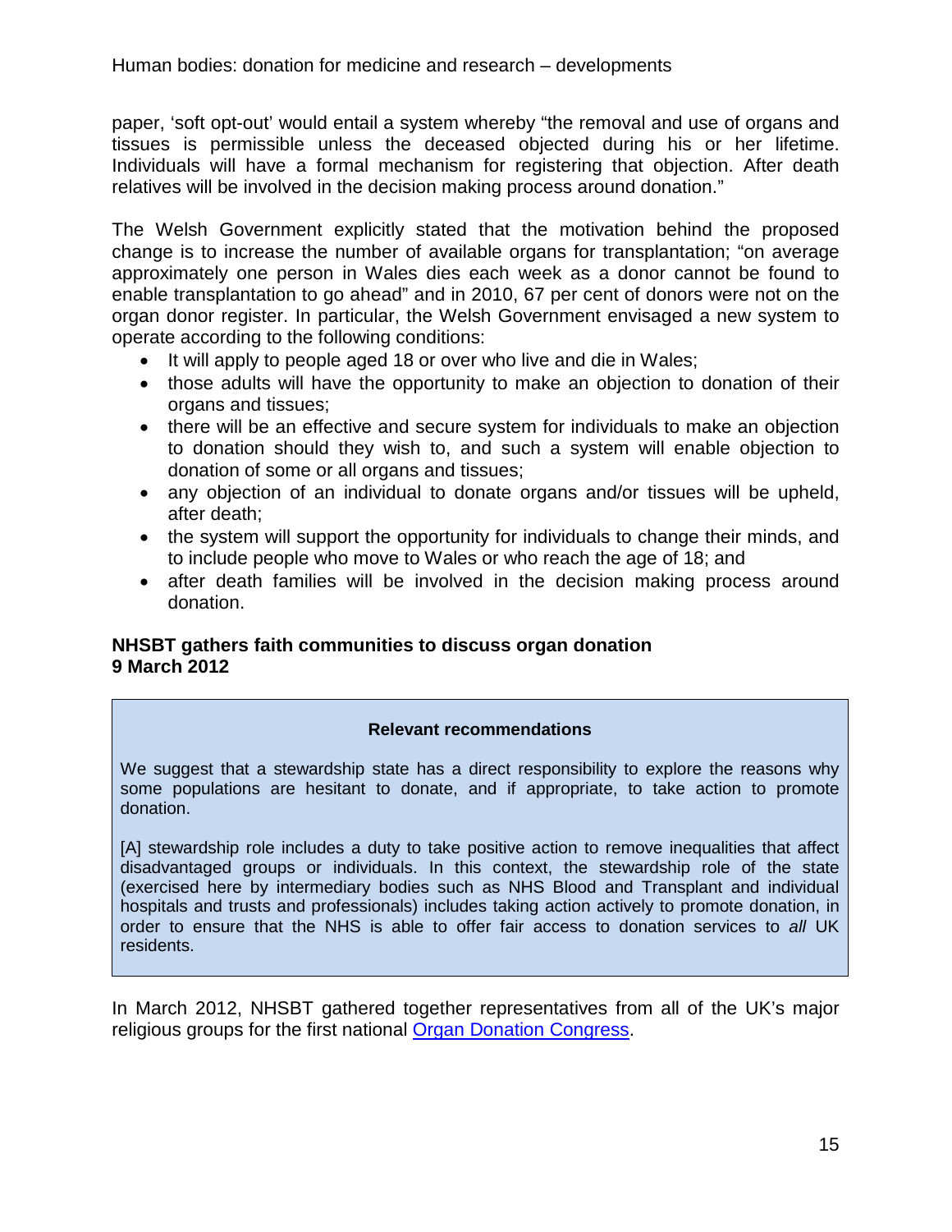paper, 'soft opt-out' would entail a system whereby "the removal and use of organs and tissues is permissible unless the deceased objected during his or her lifetime. Individuals will have a formal mechanism for registering that objection. After death relatives will be involved in the decision making process around donation."

The Welsh Government explicitly stated that the motivation behind the proposed change is to increase the number of available organs for transplantation; "on average approximately one person in Wales dies each week as a donor cannot be found to enable transplantation to go ahead" and in 2010, 67 per cent of donors were not on the organ donor register. In particular, the Welsh Government envisaged a new system to operate according to the following conditions:

- It will apply to people aged 18 or over who live and die in Wales;
- those adults will have the opportunity to make an objection to donation of their organs and tissues;
- there will be an effective and secure system for individuals to make an objection to donation should they wish to, and such a system will enable objection to donation of some or all organs and tissues;
- any objection of an individual to donate organs and/or tissues will be upheld, after death;
- the system will support the opportunity for individuals to change their minds, and to include people who move to Wales or who reach the age of 18; and
- after death families will be involved in the decision making process around donation.

**NHSBT gathers faith communities to discuss organ donation**
**9 March 2012**

> **Relevant recommendations**
>
> We suggest that a stewardship state has a direct responsibility to explore the reasons why some populations are hesitant to donate, and if appropriate, to take action to promote donation.
>
> [A] stewardship role includes a duty to take positive action to remove inequalities that affect disadvantaged groups or individuals. In this context, the stewardship role of the state (exercised here by intermediary bodies such as NHS Blood and Transplant and individual hospitals and trusts and professionals) includes taking action actively to promote donation, in order to ensure that the NHS is able to offer fair access to donation services to *all* UK residents.

In March 2012, NHSBT gathered together representatives from all of the UK's major religious groups for the first national Organ Donation Congress.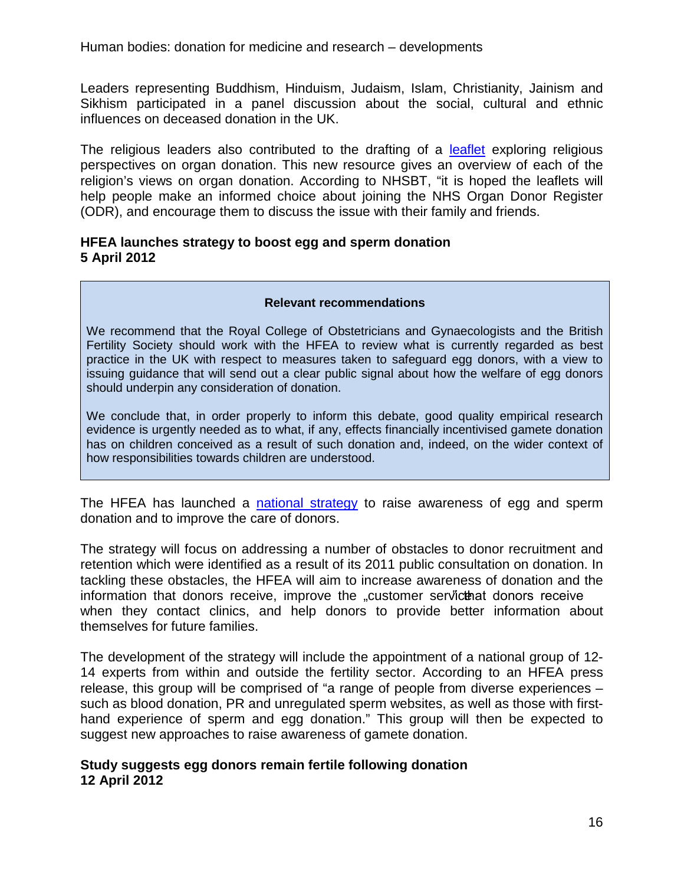Leaders representing Buddhism, Hinduism, Judaism, Islam, Christianity, Jainism and Sikhism participated in a panel discussion about the social, cultural and ethnic influences on deceased donation in the UK.

The religious leaders also contributed to the drafting of a leaflet exploring religious perspectives on organ donation. This new resource gives an overview of each of the religion's views on organ donation. According to NHSBT, "it is hoped the leaflets will help people make an informed choice about joining the NHS Organ Donor Register (ODR), and encourage them to discuss the issue with their family and friends.

**HFEA launches strategy to boost egg and sperm donation**
**5 April 2012**

> **Relevant recommendations**
>
> We recommend that the Royal College of Obstetricians and Gynaecologists and the British Fertility Society should work with the HFEA to review what is currently regarded as best practice in the UK with respect to measures taken to safeguard egg donors, with a view to issuing guidance that will send out a clear public signal about how the welfare of egg donors should underpin any consideration of donation.
>
> We conclude that, in order properly to inform this debate, good quality empirical research evidence is urgently needed as to what, if any, effects financially incentivised gamete donation has on children conceived as a result of such donation and, indeed, on the wider context of how responsibilities towards children are understood.

The HFEA has launched a national strategy to raise awareness of egg and sperm donation and to improve the care of donors.

The strategy will focus on addressing a number of obstacles to donor recruitment and retention which were identified as a result of its 2011 public consultation on donation. In tackling these obstacles, the HFEA will aim to increase awareness of donation and the information that donors receive, improve the „customer service" that donors receive when they contact clinics, and help donors to provide better information about themselves for future families.

The development of the strategy will include the appointment of a national group of 12-14 experts from within and outside the fertility sector. According to an HFEA press release, this group will be comprised of "a range of people from diverse experiences – such as blood donation, PR and unregulated sperm websites, as well as those with first-hand experience of sperm and egg donation." This group will then be expected to suggest new approaches to raise awareness of gamete donation.

**Study suggests egg donors remain fertile following donation**
**12 April 2012**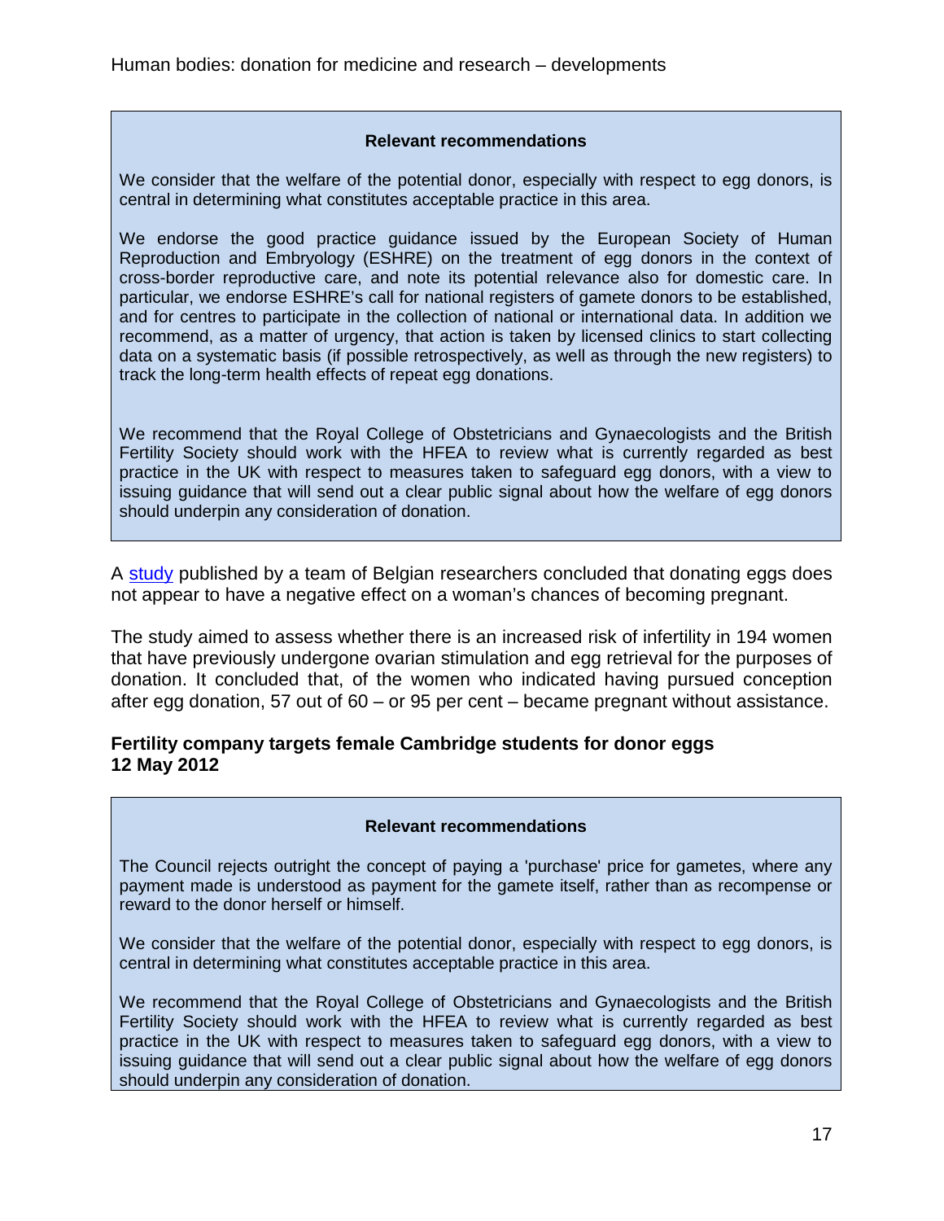**Relevant recommendations**

We consider that the welfare of the potential donor, especially with respect to egg donors, is central in determining what constitutes acceptable practice in this area.

We endorse the good practice guidance issued by the European Society of Human Reproduction and Embryology (ESHRE) on the treatment of egg donors in the context of cross-border reproductive care, and note its potential relevance also for domestic care. In particular, we endorse ESHRE's call for national registers of gamete donors to be established, and for centres to participate in the collection of national or international data. In addition we recommend, as a matter of urgency, that action is taken by licensed clinics to start collecting data on a systematic basis (if possible retrospectively, as well as through the new registers) to track the long-term health effects of repeat egg donations.

We recommend that the Royal College of Obstetricians and Gynaecologists and the British Fertility Society should work with the HFEA to review what is currently regarded as best practice in the UK with respect to measures taken to safeguard egg donors, with a view to issuing guidance that will send out a clear public signal about how the welfare of egg donors should underpin any consideration of donation.

A study published by a team of Belgian researchers concluded that donating eggs does not appear to have a negative effect on a woman's chances of becoming pregnant.

The study aimed to assess whether there is an increased risk of infertility in 194 women that have previously undergone ovarian stimulation and egg retrieval for the purposes of donation. It concluded that, of the women who indicated having pursued conception after egg donation, 57 out of 60 – or 95 per cent – became pregnant without assistance.

### Fertility company targets female Cambridge students for donor eggs
**12 May 2012**

**Relevant recommendations**

The Council rejects outright the concept of paying a 'purchase' price for gametes, where any payment made is understood as payment for the gamete itself, rather than as recompense or reward to the donor herself or himself.

We consider that the welfare of the potential donor, especially with respect to egg donors, is central in determining what constitutes acceptable practice in this area.

We recommend that the Royal College of Obstetricians and Gynaecologists and the British Fertility Society should work with the HFEA to review what is currently regarded as best practice in the UK with respect to measures taken to safeguard egg donors, with a view to issuing guidance that will send out a clear public signal about how the welfare of egg donors should underpin any consideration of donation.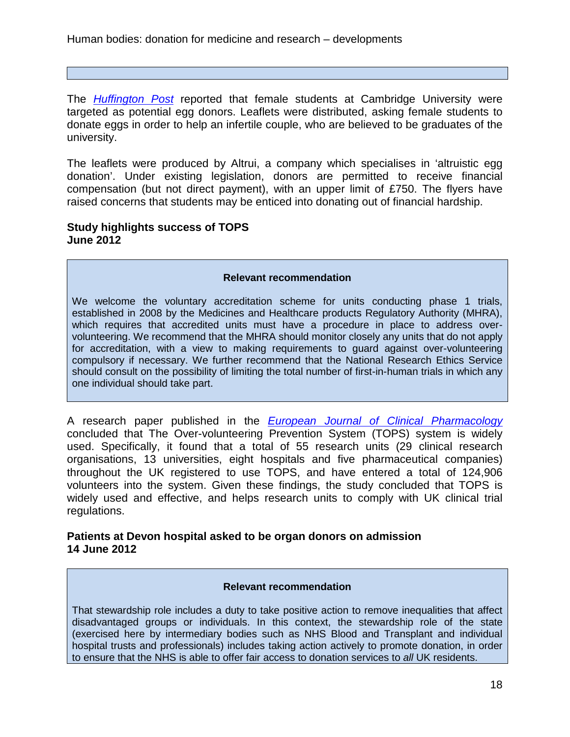The *Huffington Post* reported that female students at Cambridge University were targeted as potential egg donors. Leaflets were distributed, asking female students to donate eggs in order to help an infertile couple, who are believed to be graduates of the university.

The leaflets were produced by Altrui, a company which specialises in 'altruistic egg donation'. Under existing legislation, donors are permitted to receive financial compensation (but not direct payment), with an upper limit of £750. The flyers have raised concerns that students may be enticed into donating out of financial hardship.

**Study highlights success of TOPS**
**June 2012**

> **Relevant recommendation**
>
> We welcome the voluntary accreditation scheme for units conducting phase 1 trials, established in 2008 by the Medicines and Healthcare products Regulatory Authority (MHRA), which requires that accredited units must have a procedure in place to address over-volunteering. We recommend that the MHRA should monitor closely any units that do not apply for accreditation, with a view to making requirements to guard against over-volunteering compulsory if necessary. We further recommend that the National Research Ethics Service should consult on the possibility of limiting the total number of first-in-human trials in which any one individual should take part.

A research paper published in the *European Journal of Clinical Pharmacology* concluded that The Over-volunteering Prevention System (TOPS) system is widely used. Specifically, it found that a total of 55 research units (29 clinical research organisations, 13 universities, eight hospitals and five pharmaceutical companies) throughout the UK registered to use TOPS, and have entered a total of 124,906 volunteers into the system. Given these findings, the study concluded that TOPS is widely used and effective, and helps research units to comply with UK clinical trial regulations.

**Patients at Devon hospital asked to be organ donors on admission**
**14 June 2012**

> **Relevant recommendation**
>
> That stewardship role includes a duty to take positive action to remove inequalities that affect disadvantaged groups or individuals. In this context, the stewardship role of the state (exercised here by intermediary bodies such as NHS Blood and Transplant and individual hospital trusts and professionals) includes taking action actively to promote donation, in order to ensure that the NHS is able to offer fair access to donation services to *all* UK residents.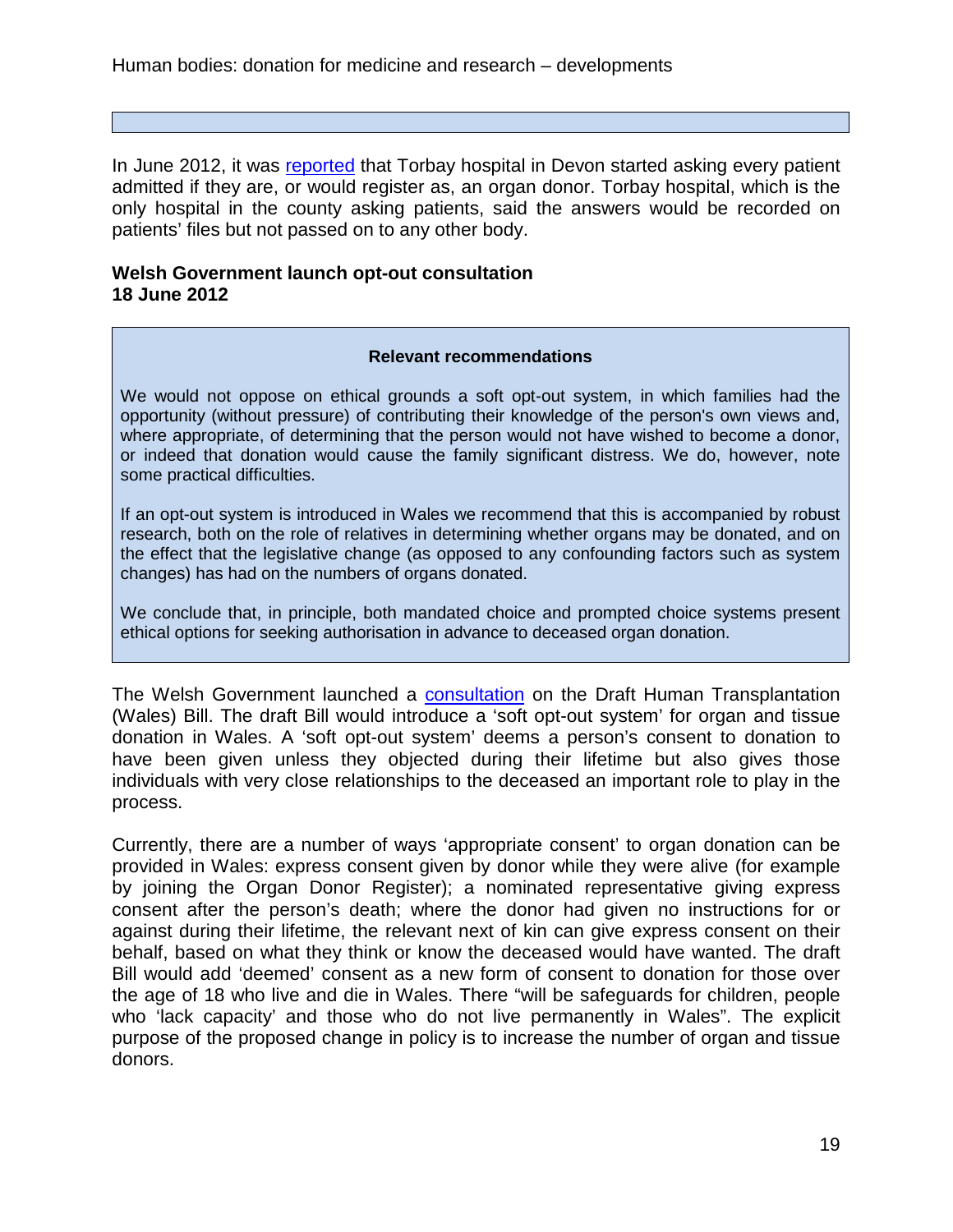In June 2012, it was reported that Torbay hospital in Devon started asking every patient admitted if they are, or would register as, an organ donor. Torbay hospital, which is the only hospital in the county asking patients, said the answers would be recorded on patients' files but not passed on to any other body.

**Welsh Government launch opt-out consultation**
**18 June 2012**

> **Relevant recommendations**
>
> We would not oppose on ethical grounds a soft opt-out system, in which families had the opportunity (without pressure) of contributing their knowledge of the person's own views and, where appropriate, of determining that the person would not have wished to become a donor, or indeed that donation would cause the family significant distress. We do, however, note some practical difficulties.
>
> If an opt-out system is introduced in Wales we recommend that this is accompanied by robust research, both on the role of relatives in determining whether organs may be donated, and on the effect that the legislative change (as opposed to any confounding factors such as system changes) has had on the numbers of organs donated.
>
> We conclude that, in principle, both mandated choice and prompted choice systems present ethical options for seeking authorisation in advance to deceased organ donation.

The Welsh Government launched a consultation on the Draft Human Transplantation (Wales) Bill. The draft Bill would introduce a 'soft opt-out system' for organ and tissue donation in Wales. A 'soft opt-out system' deems a person's consent to donation to have been given unless they objected during their lifetime but also gives those individuals with very close relationships to the deceased an important role to play in the process.

Currently, there are a number of ways 'appropriate consent' to organ donation can be provided in Wales: express consent given by donor while they were alive (for example by joining the Organ Donor Register); a nominated representative giving express consent after the person's death; where the donor had given no instructions for or against during their lifetime, the relevant next of kin can give express consent on their behalf, based on what they think or know the deceased would have wanted. The draft Bill would add 'deemed' consent as a new form of consent to donation for those over the age of 18 who live and die in Wales. There "will be safeguards for children, people who 'lack capacity' and those who do not live permanently in Wales". The explicit purpose of the proposed change in policy is to increase the number of organ and tissue donors.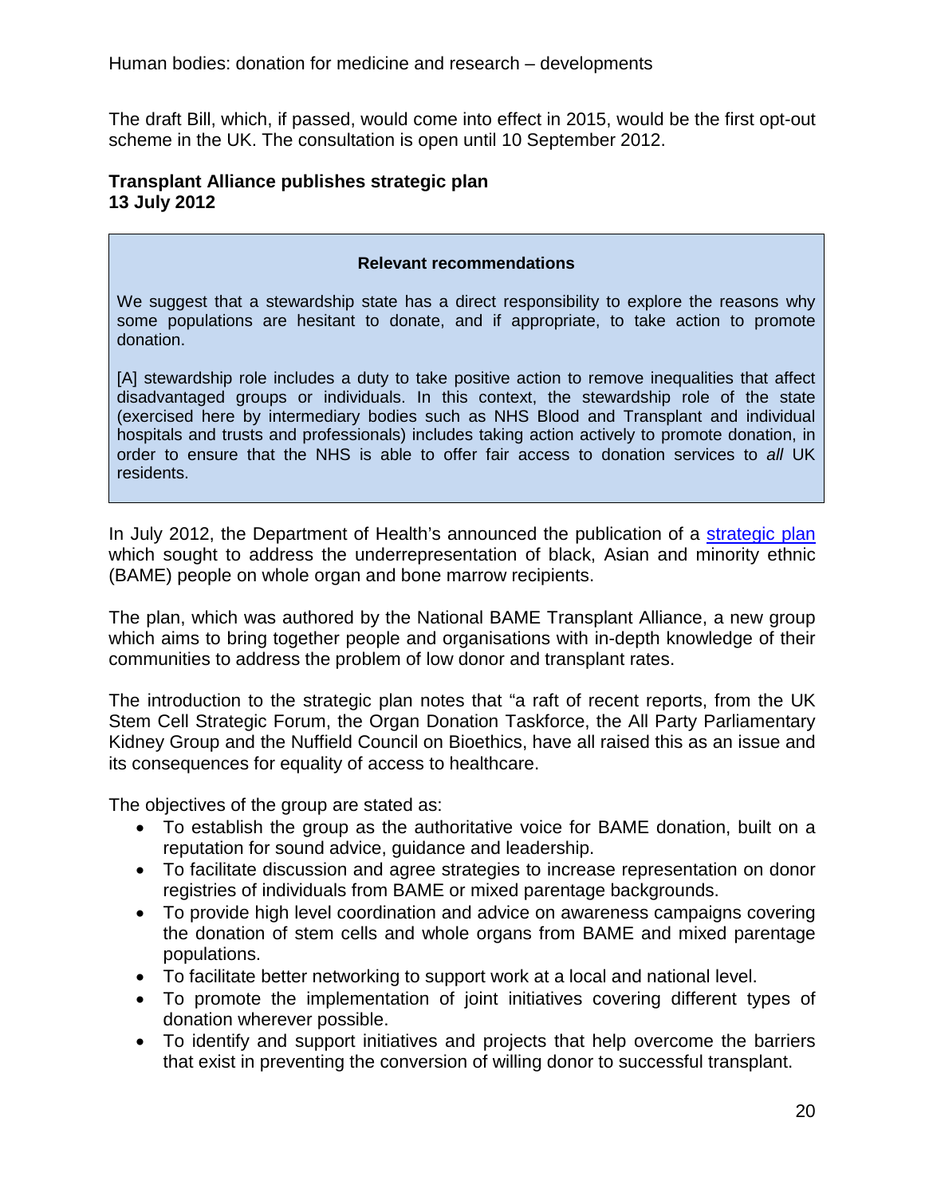The draft Bill, which, if passed, would come into effect in 2015, would be the first opt-out scheme in the UK. The consultation is open until 10 September 2012.

**Transplant Alliance publishes strategic plan**
**13 July 2012**

> **Relevant recommendations**
>
> We suggest that a stewardship state has a direct responsibility to explore the reasons why some populations are hesitant to donate, and if appropriate, to take action to promote donation.
>
> [A] stewardship role includes a duty to take positive action to remove inequalities that affect disadvantaged groups or individuals. In this context, the stewardship role of the state (exercised here by intermediary bodies such as NHS Blood and Transplant and individual hospitals and trusts and professionals) includes taking action actively to promote donation, in order to ensure that the NHS is able to offer fair access to donation services to *all* UK residents.

In July 2012, the Department of Health's announced the publication of a strategic plan which sought to address the underrepresentation of black, Asian and minority ethnic (BAME) people on whole organ and bone marrow recipients.

The plan, which was authored by the National BAME Transplant Alliance, a new group which aims to bring together people and organisations with in-depth knowledge of their communities to address the problem of low donor and transplant rates.

The introduction to the strategic plan notes that "a raft of recent reports, from the UK Stem Cell Strategic Forum, the Organ Donation Taskforce, the All Party Parliamentary Kidney Group and the Nuffield Council on Bioethics, have all raised this as an issue and its consequences for equality of access to healthcare.

The objectives of the group are stated as:

- To establish the group as the authoritative voice for BAME donation, built on a reputation for sound advice, guidance and leadership.
- To facilitate discussion and agree strategies to increase representation on donor registries of individuals from BAME or mixed parentage backgrounds.
- To provide high level coordination and advice on awareness campaigns covering the donation of stem cells and whole organs from BAME and mixed parentage populations.
- To facilitate better networking to support work at a local and national level.
- To promote the implementation of joint initiatives covering different types of donation wherever possible.
- To identify and support initiatives and projects that help overcome the barriers that exist in preventing the conversion of willing donor to successful transplant.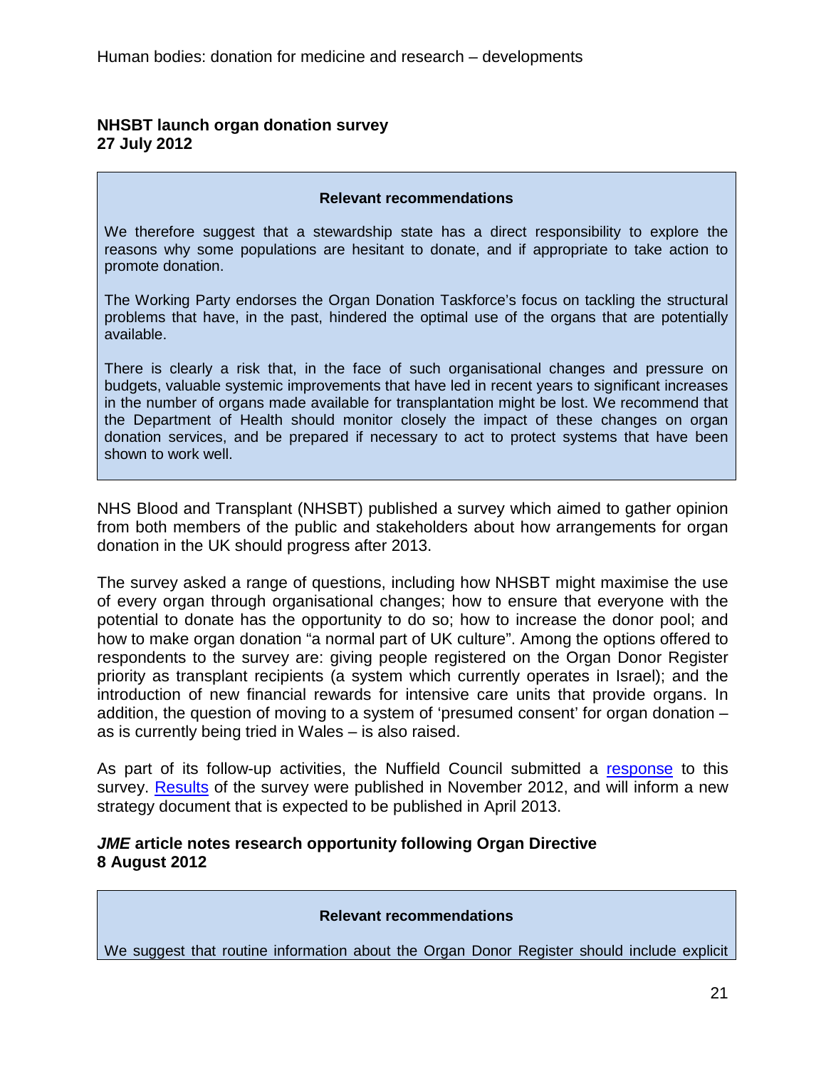**NHSBT launch organ donation survey**
**27 July 2012**

> **Relevant recommendations**
>
> We therefore suggest that a stewardship state has a direct responsibility to explore the reasons why some populations are hesitant to donate, and if appropriate to take action to promote donation.
>
> The Working Party endorses the Organ Donation Taskforce's focus on tackling the structural problems that have, in the past, hindered the optimal use of the organs that are potentially available.
>
> There is clearly a risk that, in the face of such organisational changes and pressure on budgets, valuable systemic improvements that have led in recent years to significant increases in the number of organs made available for transplantation might be lost. We recommend that the Department of Health should monitor closely the impact of these changes on organ donation services, and be prepared if necessary to act to protect systems that have been shown to work well.

NHS Blood and Transplant (NHSBT) published a survey which aimed to gather opinion from both members of the public and stakeholders about how arrangements for organ donation in the UK should progress after 2013.

The survey asked a range of questions, including how NHSBT might maximise the use of every organ through organisational changes; how to ensure that everyone with the potential to donate has the opportunity to do so; how to increase the donor pool; and how to make organ donation "a normal part of UK culture". Among the options offered to respondents to the survey are: giving people registered on the Organ Donor Register priority as transplant recipients (a system which currently operates in Israel); and the introduction of new financial rewards for intensive care units that provide organs. In addition, the question of moving to a system of 'presumed consent' for organ donation – as is currently being tried in Wales – is also raised.

As part of its follow-up activities, the Nuffield Council submitted a response to this survey. Results of the survey were published in November 2012, and will inform a new strategy document that is expected to be published in April 2013.

***JME* article notes research opportunity following Organ Directive**
**8 August 2012**

> **Relevant recommendations**
>
> We suggest that routine information about the Organ Donor Register should include explicit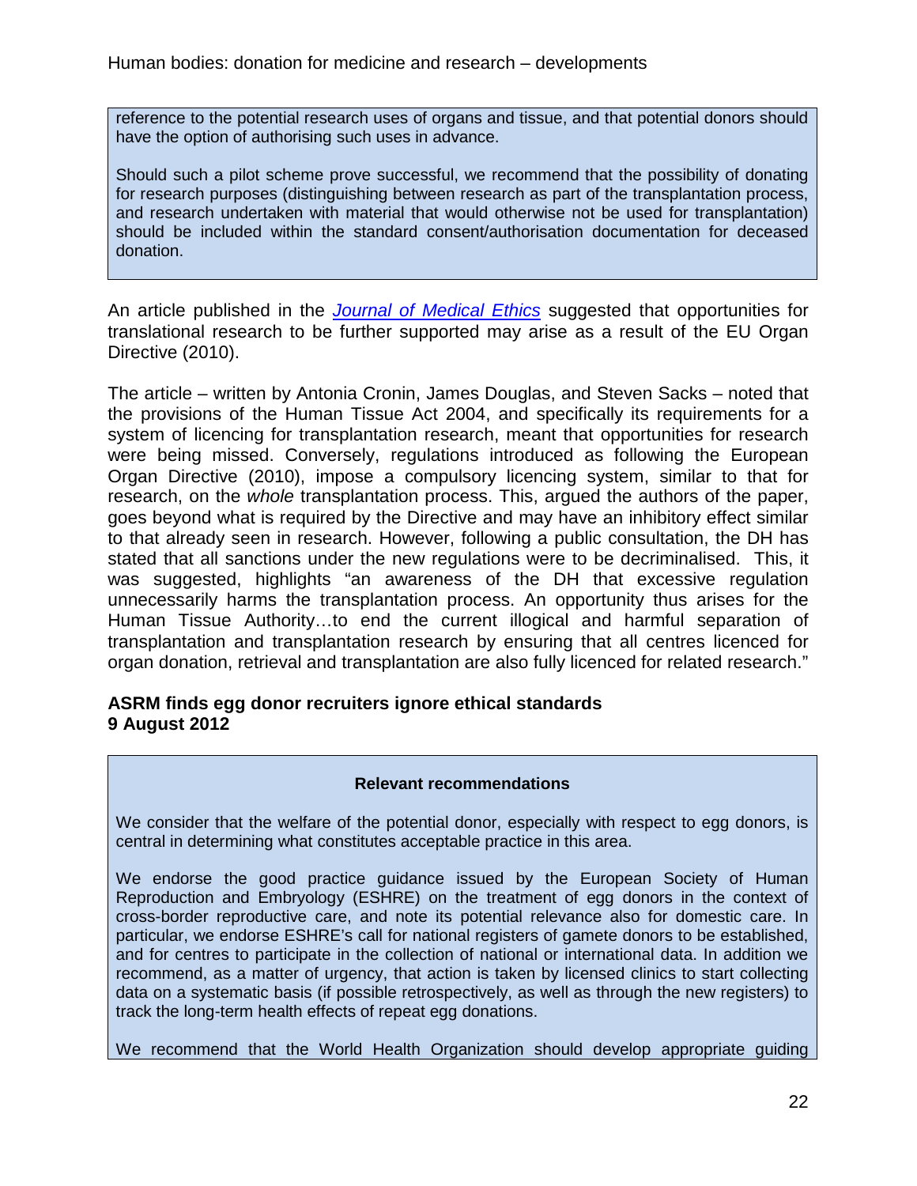> reference to the potential research uses of organs and tissue, and that potential donors should have the option of authorising such uses in advance.
>
> Should such a pilot scheme prove successful, we recommend that the possibility of donating for research purposes (distinguishing between research as part of the transplantation process, and research undertaken with material that would otherwise not be used for transplantation) should be included within the standard consent/authorisation documentation for deceased donation.

An article published in the *Journal of Medical Ethics* suggested that opportunities for translational research to be further supported may arise as a result of the EU Organ Directive (2010).

The article – written by Antonia Cronin, James Douglas, and Steven Sacks – noted that the provisions of the Human Tissue Act 2004, and specifically its requirements for a system of licencing for transplantation research, meant that opportunities for research were being missed. Conversely, regulations introduced as following the European Organ Directive (2010), impose a compulsory licencing system, similar to that for research, on the *whole* transplantation process. This, argued the authors of the paper, goes beyond what is required by the Directive and may have an inhibitory effect similar to that already seen in research. However, following a public consultation, the DH has stated that all sanctions under the new regulations were to be decriminalised. This, it was suggested, highlights "an awareness of the DH that excessive regulation unnecessarily harms the transplantation process. An opportunity thus arises for the Human Tissue Authority…to end the current illogical and harmful separation of transplantation and transplantation research by ensuring that all centres licenced for organ donation, retrieval and transplantation are also fully licenced for related research."

**ASRM finds egg donor recruiters ignore ethical standards**
**9 August 2012**

> **Relevant recommendations**
>
> We consider that the welfare of the potential donor, especially with respect to egg donors, is central in determining what constitutes acceptable practice in this area.
>
> We endorse the good practice guidance issued by the European Society of Human Reproduction and Embryology (ESHRE) on the treatment of egg donors in the context of cross-border reproductive care, and note its potential relevance also for domestic care. In particular, we endorse ESHRE's call for national registers of gamete donors to be established, and for centres to participate in the collection of national or international data. In addition we recommend, as a matter of urgency, that action is taken by licensed clinics to start collecting data on a systematic basis (if possible retrospectively, as well as through the new registers) to track the long-term health effects of repeat egg donations.
>
> We recommend that the World Health Organization should develop appropriate guiding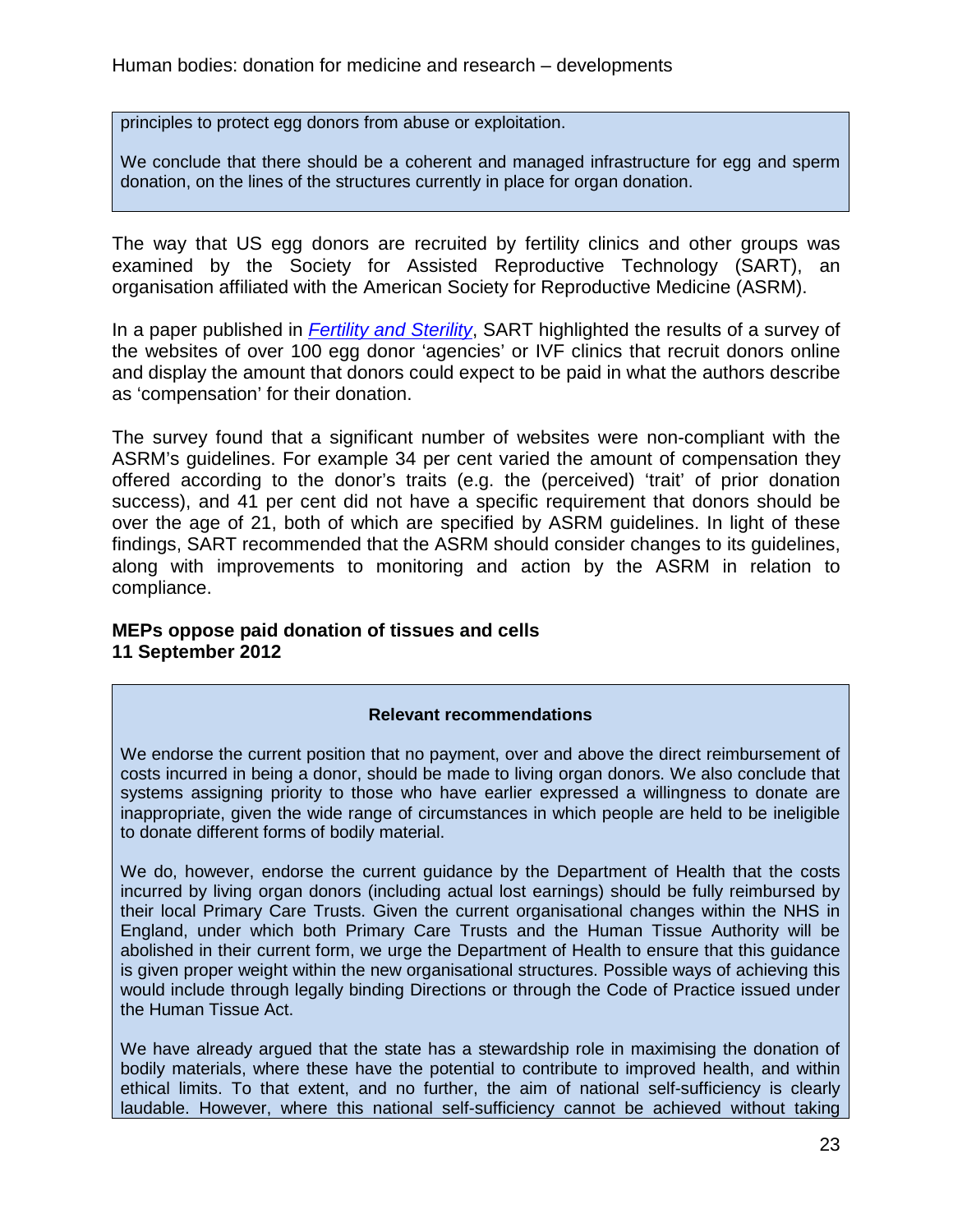> principles to protect egg donors from abuse or exploitation.
>
> We conclude that there should be a coherent and managed infrastructure for egg and sperm donation, on the lines of the structures currently in place for organ donation.

The way that US egg donors are recruited by fertility clinics and other groups was examined by the Society for Assisted Reproductive Technology (SART), an organisation affiliated with the American Society for Reproductive Medicine (ASRM).

In a paper published in *Fertility and Sterility*, SART highlighted the results of a survey of the websites of over 100 egg donor 'agencies' or IVF clinics that recruit donors online and display the amount that donors could expect to be paid in what the authors describe as 'compensation' for their donation.

The survey found that a significant number of websites were non-compliant with the ASRM's guidelines. For example 34 per cent varied the amount of compensation they offered according to the donor's traits (e.g. the (perceived) 'trait' of prior donation success), and 41 per cent did not have a specific requirement that donors should be over the age of 21, both of which are specified by ASRM guidelines. In light of these findings, SART recommended that the ASRM should consider changes to its guidelines, along with improvements to monitoring and action by the ASRM in relation to compliance.

### MEPs oppose paid donation of tissues and cells
**11 September 2012**

> **Relevant recommendations**
>
> We endorse the current position that no payment, over and above the direct reimbursement of costs incurred in being a donor, should be made to living organ donors. We also conclude that systems assigning priority to those who have earlier expressed a willingness to donate are inappropriate, given the wide range of circumstances in which people are held to be ineligible to donate different forms of bodily material.
>
> We do, however, endorse the current guidance by the Department of Health that the costs incurred by living organ donors (including actual lost earnings) should be fully reimbursed by their local Primary Care Trusts. Given the current organisational changes within the NHS in England, under which both Primary Care Trusts and the Human Tissue Authority will be abolished in their current form, we urge the Department of Health to ensure that this guidance is given proper weight within the new organisational structures. Possible ways of achieving this would include through legally binding Directions or through the Code of Practice issued under the Human Tissue Act.
>
> We have already argued that the state has a stewardship role in maximising the donation of bodily materials, where these have the potential to contribute to improved health, and within ethical limits. To that extent, and no further, the aim of national self-sufficiency is clearly laudable. However, where this national self-sufficiency cannot be achieved without taking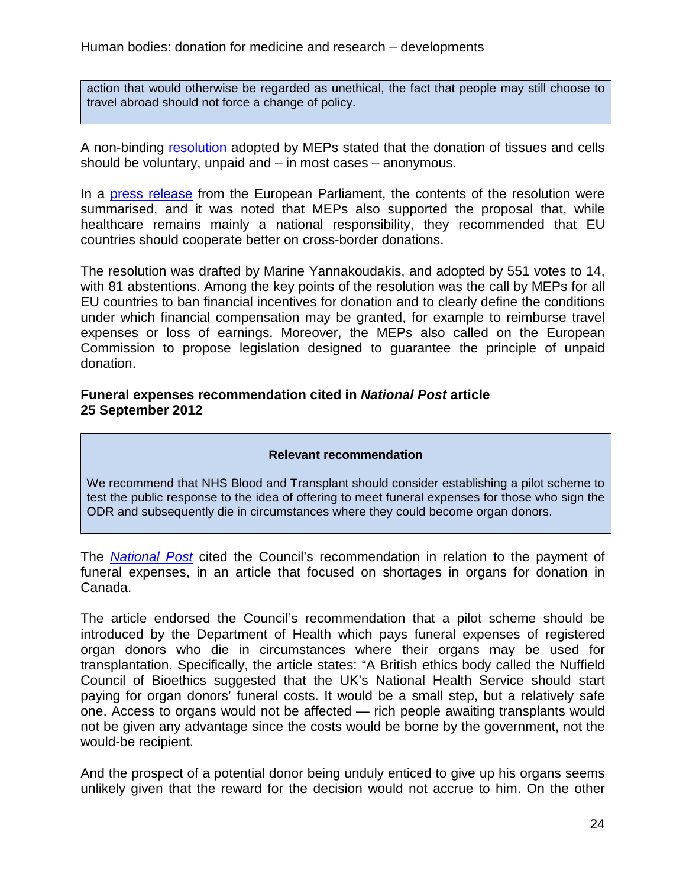action that would otherwise be regarded as unethical, the fact that people may still choose to travel abroad should not force a change of policy.

A non-binding resolution adopted by MEPs stated that the donation of tissues and cells should be voluntary, unpaid and – in most cases – anonymous.

In a press release from the European Parliament, the contents of the resolution were summarised, and it was noted that MEPs also supported the proposal that, while healthcare remains mainly a national responsibility, they recommended that EU countries should cooperate better on cross-border donations.

The resolution was drafted by Marine Yannakoudakis, and adopted by 551 votes to 14, with 81 abstentions. Among the key points of the resolution was the call by MEPs for all EU countries to ban financial incentives for donation and to clearly define the conditions under which financial compensation may be granted, for example to reimburse travel expenses or loss of earnings. Moreover, the MEPs also called on the European Commission to propose legislation designed to guarantee the principle of unpaid donation.

**Funeral expenses recommendation cited in *National Post* article**
**25 September 2012**

> **Relevant recommendation**
>
> We recommend that NHS Blood and Transplant should consider establishing a pilot scheme to test the public response to the idea of offering to meet funeral expenses for those who sign the ODR and subsequently die in circumstances where they could become organ donors.

The *National Post* cited the Council's recommendation in relation to the payment of funeral expenses, in an article that focused on shortages in organs for donation in Canada.

The article endorsed the Council's recommendation that a pilot scheme should be introduced by the Department of Health which pays funeral expenses of registered organ donors who die in circumstances where their organs may be used for transplantation. Specifically, the article states: "A British ethics body called the Nuffield Council of Bioethics suggested that the UK's National Health Service should start paying for organ donors' funeral costs. It would be a small step, but a relatively safe one. Access to organs would not be affected — rich people awaiting transplants would not be given any advantage since the costs would be borne by the government, not the would-be recipient.

And the prospect of a potential donor being unduly enticed to give up his organs seems unlikely given that the reward for the decision would not accrue to him. On the other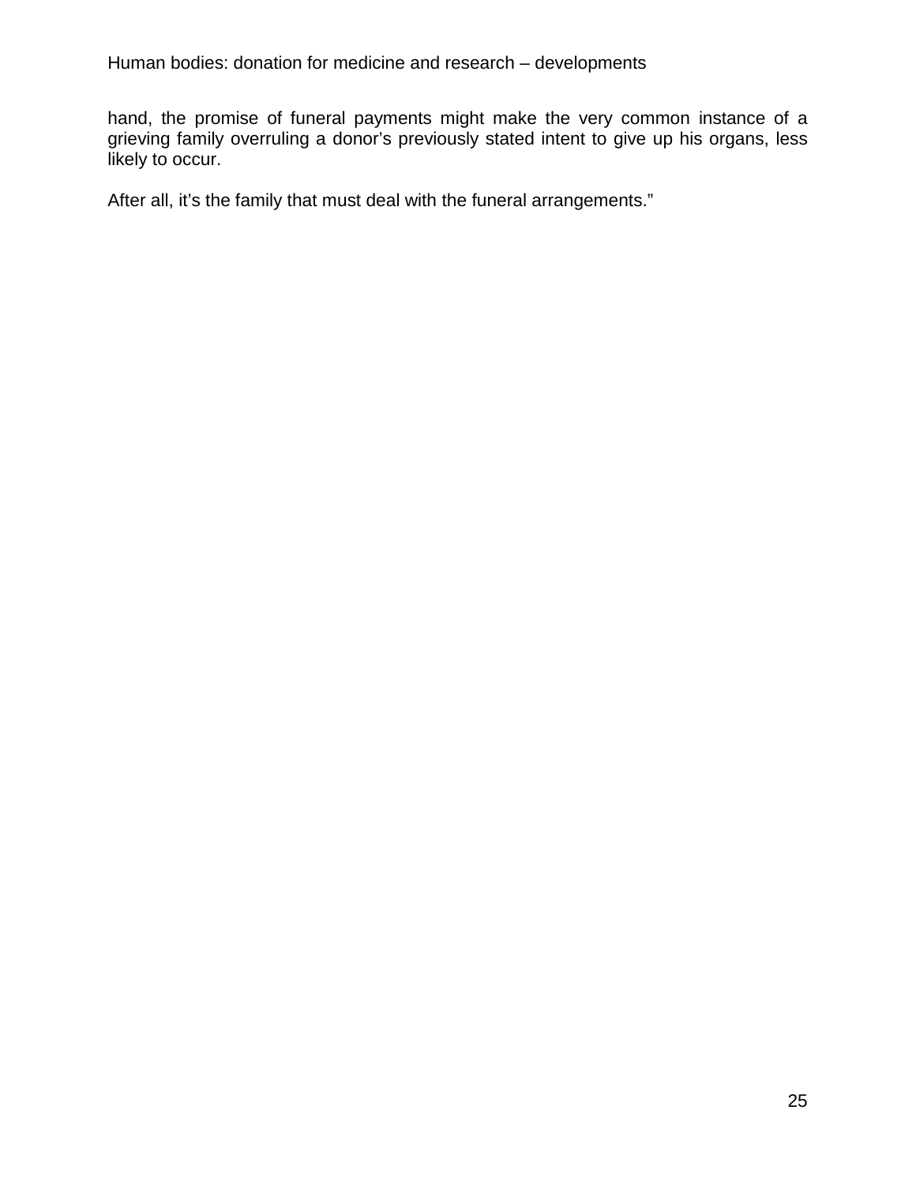hand, the promise of funeral payments might make the very common instance of a grieving family overruling a donor's previously stated intent to give up his organs, less likely to occur.

After all, it's the family that must deal with the funeral arrangements."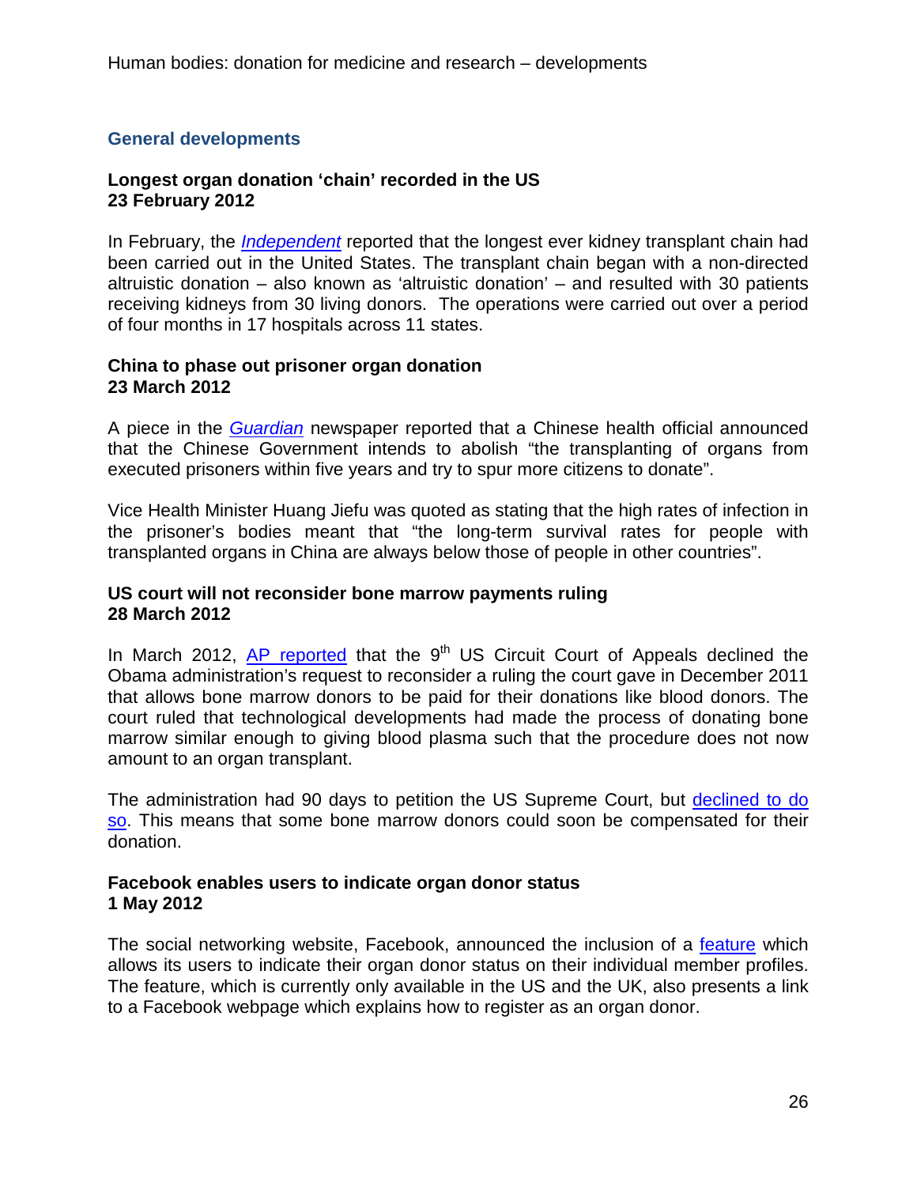## General developments

**Longest organ donation 'chain' recorded in the US**
**23 February 2012**

In February, the *Independent* reported that the longest ever kidney transplant chain had been carried out in the United States. The transplant chain began with a non-directed altruistic donation – also known as 'altruistic donation' – and resulted with 30 patients receiving kidneys from 30 living donors. The operations were carried out over a period of four months in 17 hospitals across 11 states.

**China to phase out prisoner organ donation**
**23 March 2012**

A piece in the *Guardian* newspaper reported that a Chinese health official announced that the Chinese Government intends to abolish "the transplanting of organs from executed prisoners within five years and try to spur more citizens to donate".

Vice Health Minister Huang Jiefu was quoted as stating that the high rates of infection in the prisoner's bodies meant that "the long-term survival rates for people with transplanted organs in China are always below those of people in other countries".

**US court will not reconsider bone marrow payments ruling**
**28 March 2012**

In March 2012, AP reported that the 9th US Circuit Court of Appeals declined the Obama administration's request to reconsider a ruling the court gave in December 2011 that allows bone marrow donors to be paid for their donations like blood donors. The court ruled that technological developments had made the process of donating bone marrow similar enough to giving blood plasma such that the procedure does not now amount to an organ transplant.

The administration had 90 days to petition the US Supreme Court, but declined to do so. This means that some bone marrow donors could soon be compensated for their donation.

**Facebook enables users to indicate organ donor status**
**1 May 2012**

The social networking website, Facebook, announced the inclusion of a feature which allows its users to indicate their organ donor status on their individual member profiles. The feature, which is currently only available in the US and the UK, also presents a link to a Facebook webpage which explains how to register as an organ donor.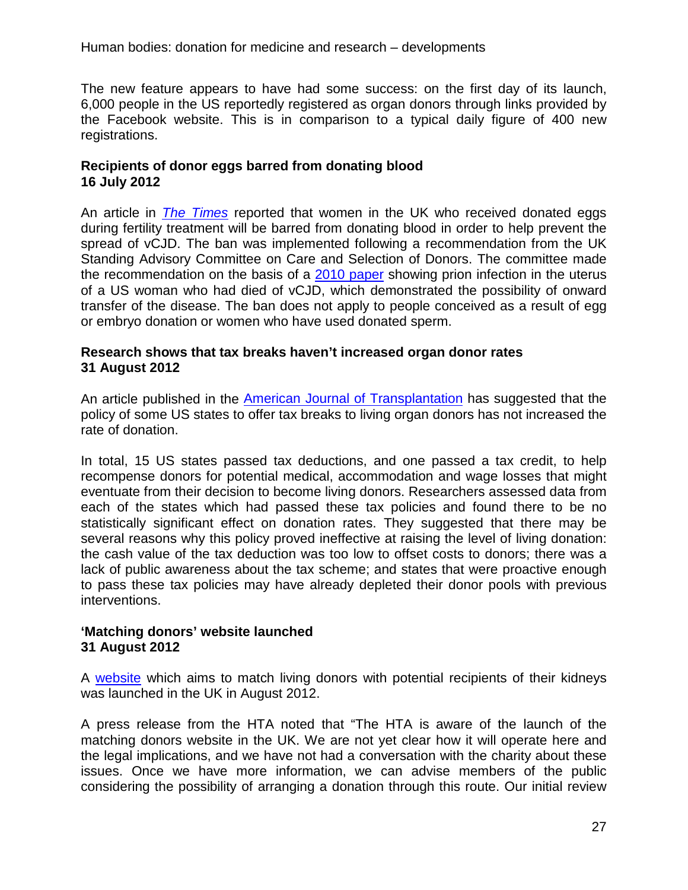The new feature appears to have had some success: on the first day of its launch, 6,000 people in the US reportedly registered as organ donors through links provided by the Facebook website. This is in comparison to a typical daily figure of 400 new registrations.

**Recipients of donor eggs barred from donating blood**
**16 July 2012**

An article in *The Times* reported that women in the UK who received donated eggs during fertility treatment will be barred from donating blood in order to help prevent the spread of vCJD. The ban was implemented following a recommendation from the UK Standing Advisory Committee on Care and Selection of Donors. The committee made the recommendation on the basis of a 2010 paper showing prion infection in the uterus of a US woman who had died of vCJD, which demonstrated the possibility of onward transfer of the disease. The ban does not apply to people conceived as a result of egg or embryo donation or women who have used donated sperm.

**Research shows that tax breaks haven't increased organ donor rates**
**31 August 2012**

An article published in the American Journal of Transplantation has suggested that the policy of some US states to offer tax breaks to living organ donors has not increased the rate of donation.

In total, 15 US states passed tax deductions, and one passed a tax credit, to help recompense donors for potential medical, accommodation and wage losses that might eventuate from their decision to become living donors. Researchers assessed data from each of the states which had passed these tax policies and found there to be no statistically significant effect on donation rates. They suggested that there may be several reasons why this policy proved ineffective at raising the level of living donation: the cash value of the tax deduction was too low to offset costs to donors; there was a lack of public awareness about the tax scheme; and states that were proactive enough to pass these tax policies may have already depleted their donor pools with previous interventions.

**'Matching donors' website launched**
**31 August 2012**

A website which aims to match living donors with potential recipients of their kidneys was launched in the UK in August 2012.

A press release from the HTA noted that "The HTA is aware of the launch of the matching donors website in the UK. We are not yet clear how it will operate here and the legal implications, and we have not had a conversation with the charity about these issues. Once we have more information, we can advise members of the public considering the possibility of arranging a donation through this route. Our initial review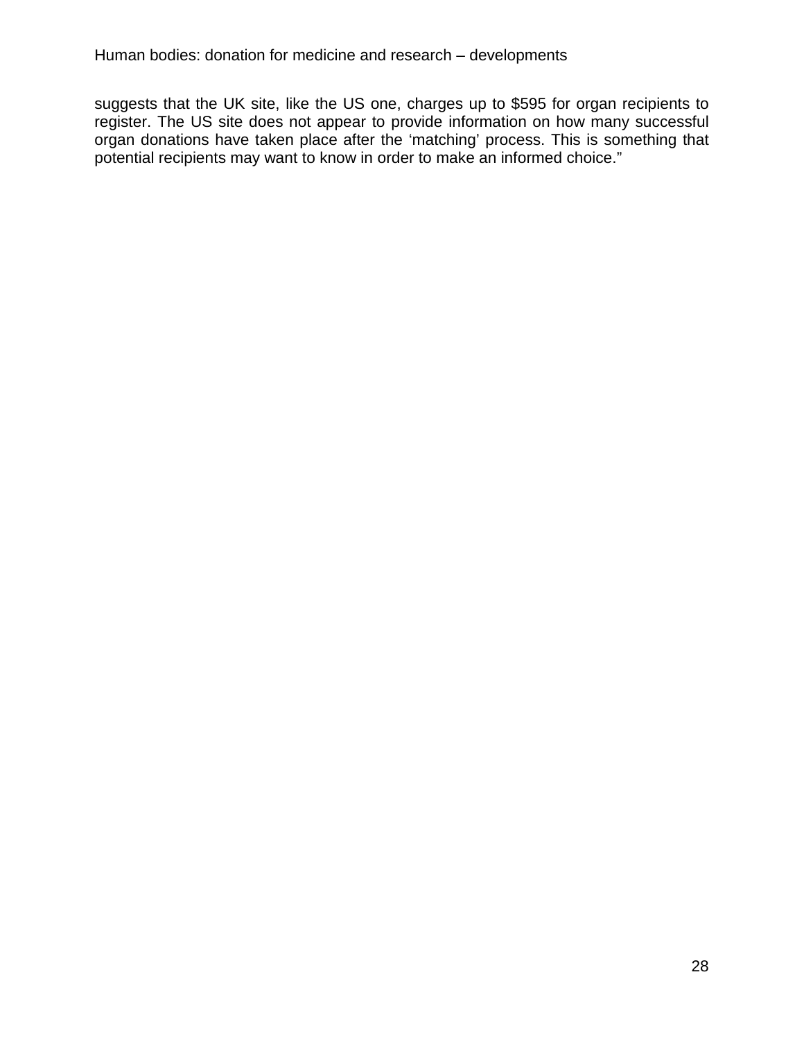suggests that the UK site, like the US one, charges up to $595 for organ recipients to register. The US site does not appear to provide information on how many successful organ donations have taken place after the ‘matching’ process. This is something that potential recipients may want to know in order to make an informed choice.”